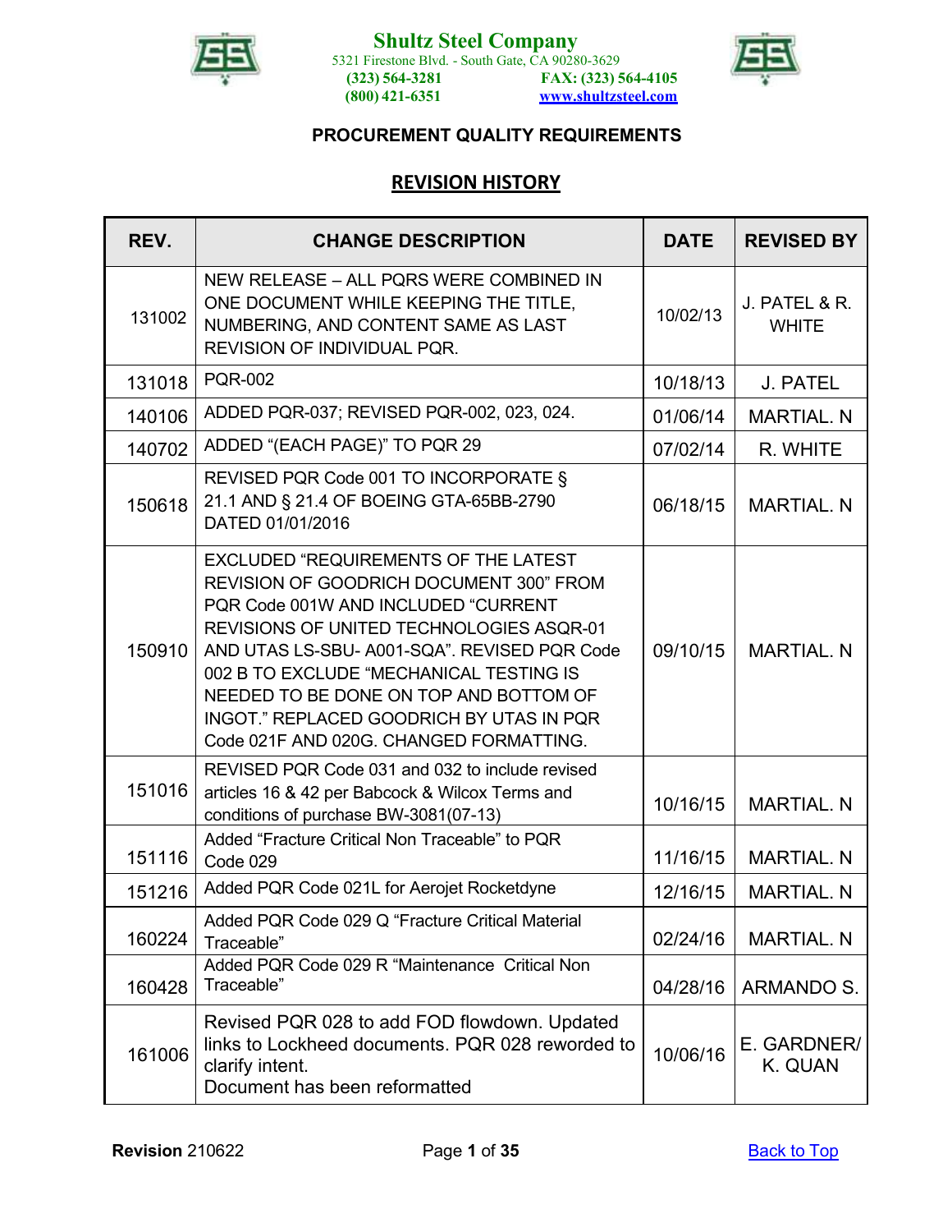**Shultz Steel Company**
5321 Firestone Blvd. - South Gate, CA 90280-3629
(323) 564-3281 FAX: (323) 564-4105
(800) 421-6351 www.shultzsteel.com

# PROCUREMENT QUALITY REQUIREMENTS

## REVISION HISTORY

| REV. | CHANGE DESCRIPTION | DATE | REVISED BY |
|---|---|---|---|
| 131002 | NEW RELEASE – ALL PQRS WERE COMBINED IN ONE DOCUMENT WHILE KEEPING THE TITLE, NUMBERING, AND CONTENT SAME AS LAST REVISION OF INDIVIDUAL PQR. | 10/02/13 | J. PATEL & R. WHITE |
| 131018 | PQR-002 | 10/18/13 | J. PATEL |
| 140106 | ADDED PQR-037; REVISED PQR-002, 023, 024. | 01/06/14 | MARTIAL. N |
| 140702 | ADDED "(EACH PAGE)" TO PQR 29 | 07/02/14 | R. WHITE |
| 150618 | REVISED PQR Code 001 TO INCORPORATE § 21.1 AND § 21.4 OF BOEING GTA-65BB-2790 DATED 01/01/2016 | 06/18/15 | MARTIAL. N |
| 150910 | EXCLUDED "REQUIREMENTS OF THE LATEST REVISION OF GOODRICH DOCUMENT 300" FROM PQR Code 001W AND INCLUDED "CURRENT REVISIONS OF UNITED TECHNOLOGIES ASQR-01 AND UTAS LS-SBU- A001-SQA". REVISED PQR Code 002 B TO EXCLUDE "MECHANICAL TESTING IS NEEDED TO BE DONE ON TOP AND BOTTOM OF INGOT." REPLACED GOODRICH BY UTAS IN PQR Code 021F AND 020G. CHANGED FORMATTING. | 09/10/15 | MARTIAL. N |
| 151016 | REVISED PQR Code 031 and 032 to include revised articles 16 & 42 per Babcock & Wilcox Terms and conditions of purchase BW-3081(07-13) | 10/16/15 | MARTIAL. N |
| 151116 | Added "Fracture Critical Non Traceable" to PQR Code 029 | 11/16/15 | MARTIAL. N |
| 151216 | Added PQR Code 021L for Aerojet Rocketdyne | 12/16/15 | MARTIAL. N |
| 160224 | Added PQR Code 029 Q "Fracture Critical Material Traceable" | 02/24/16 | MARTIAL. N |
| 160428 | Added PQR Code 029 R "Maintenance Critical Non Traceable" | 04/28/16 | ARMANDO S. |
| 161006 | Revised PQR 028 to add FOD flowdown. Updated links to Lockheed documents. PQR 028 reworded to clarify intent. Document has been reformatted | 10/06/16 | E. GARDNER/ K. QUAN |

**Revision** 210622

Back to Top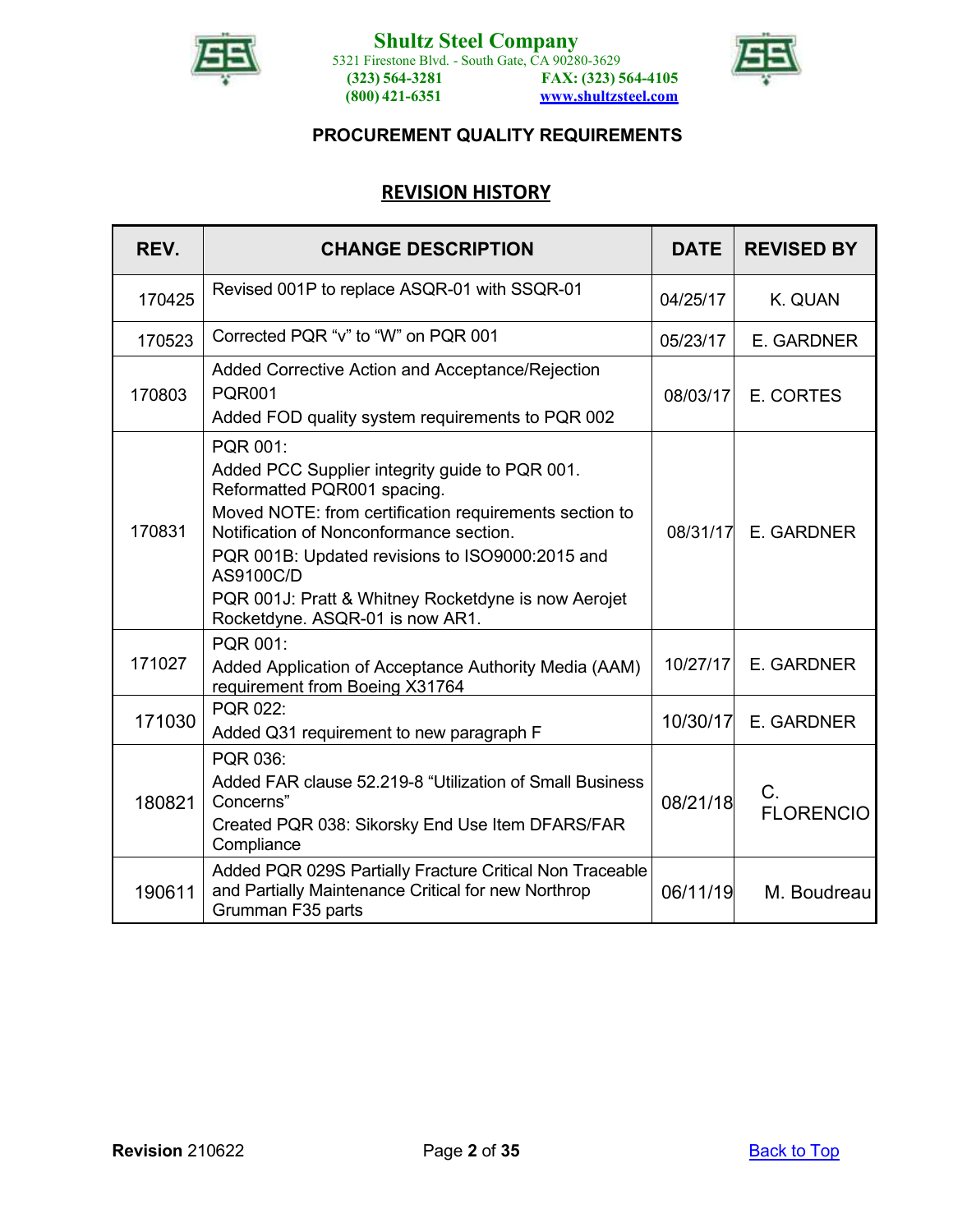**Shultz Steel Company**
5321 Firestone Blvd. - South Gate, CA 90280-3629
(323) 564-3281 FAX: (323) 564-4105
(800) 421-6351 www.shultzsteel.com

**PROCUREMENT QUALITY REQUIREMENTS**

## REVISION HISTORY

| REV. | CHANGE DESCRIPTION | DATE | REVISED BY |
|---|---|---|---|
| 170425 | Revised 001P to replace ASQR-01 with SSQR-01 | 04/25/17 | K. QUAN |
| 170523 | Corrected PQR "v" to "W" on PQR 001 | 05/23/17 | E. GARDNER |
| 170803 | Added Corrective Action and Acceptance/Rejection PQR001<br>Added FOD quality system requirements to PQR 002 | 08/03/17 | E. CORTES |
| 170831 | PQR 001:<br>Added PCC Supplier integrity guide to PQR 001.<br>Reformatted PQR001 spacing.<br>Moved NOTE: from certification requirements section to Notification of Nonconformance section.<br>PQR 001B: Updated revisions to ISO9000:2015 and AS9100C/D<br>PQR 001J: Pratt & Whitney Rocketdyne is now Aerojet Rocketdyne. ASQR-01 is now AR1. | 08/31/17 | E. GARDNER |
| 171027 | PQR 001:<br>Added Application of Acceptance Authority Media (AAM) requirement from Boeing X31764 | 10/27/17 | E. GARDNER |
| 171030 | PQR 022:<br>Added Q31 requirement to new paragraph F | 10/30/17 | E. GARDNER |
| 180821 | PQR 036:<br>Added FAR clause 52.219-8 "Utilization of Small Business Concerns"<br>Created PQR 038: Sikorsky End Use Item DFARS/FAR Compliance | 08/21/18 | C. FLORENCIO |
| 190611 | Added PQR 029S Partially Fracture Critical Non Traceable and Partially Maintenance Critical for new Northrop Grumman F35 parts | 06/11/19 | M. Boudreau |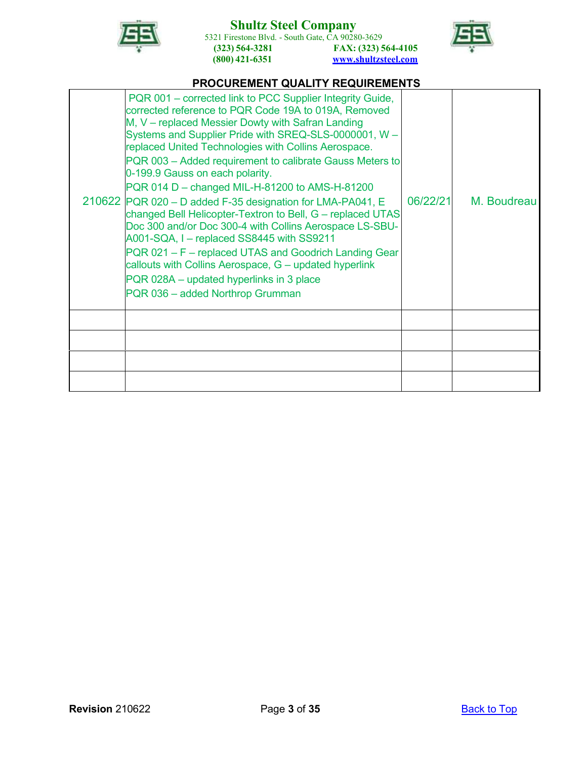## PROCUREMENT QUALITY REQUIREMENTS

| | | | |
|---|---|---|---|
| 210622 | PQR 001 – corrected link to PCC Supplier Integrity Guide, corrected reference to PQR Code 19A to 019A, Removed M, V – replaced Messier Dowty with Safran Landing Systems and Supplier Pride with SREQ-SLS-0000001, W – replaced United Technologies with Collins Aerospace.<br>PQR 003 – Added requirement to calibrate Gauss Meters to 0-199.9 Gauss on each polarity.<br>PQR 014 D – changed MIL-H-81200 to AMS-H-81200<br>PQR 020 – D added F-35 designation for LMA-PA041, E changed Bell Helicopter-Textron to Bell, G – replaced UTAS Doc 300 and/or Doc 300-4 with Collins Aerospace LS-SBU-A001-SQA, I – replaced SS8445 with SS9211<br>PQR 021 – F – replaced UTAS and Goodrich Landing Gear callouts with Collins Aerospace, G – updated hyperlink<br>PQR 028A – updated hyperlinks in 3 place<br>PQR 036 – added Northrop Grumman | 06/22/21 | M. Boudreau |
| | | | |
| | | | |
| | | | |
| | | | |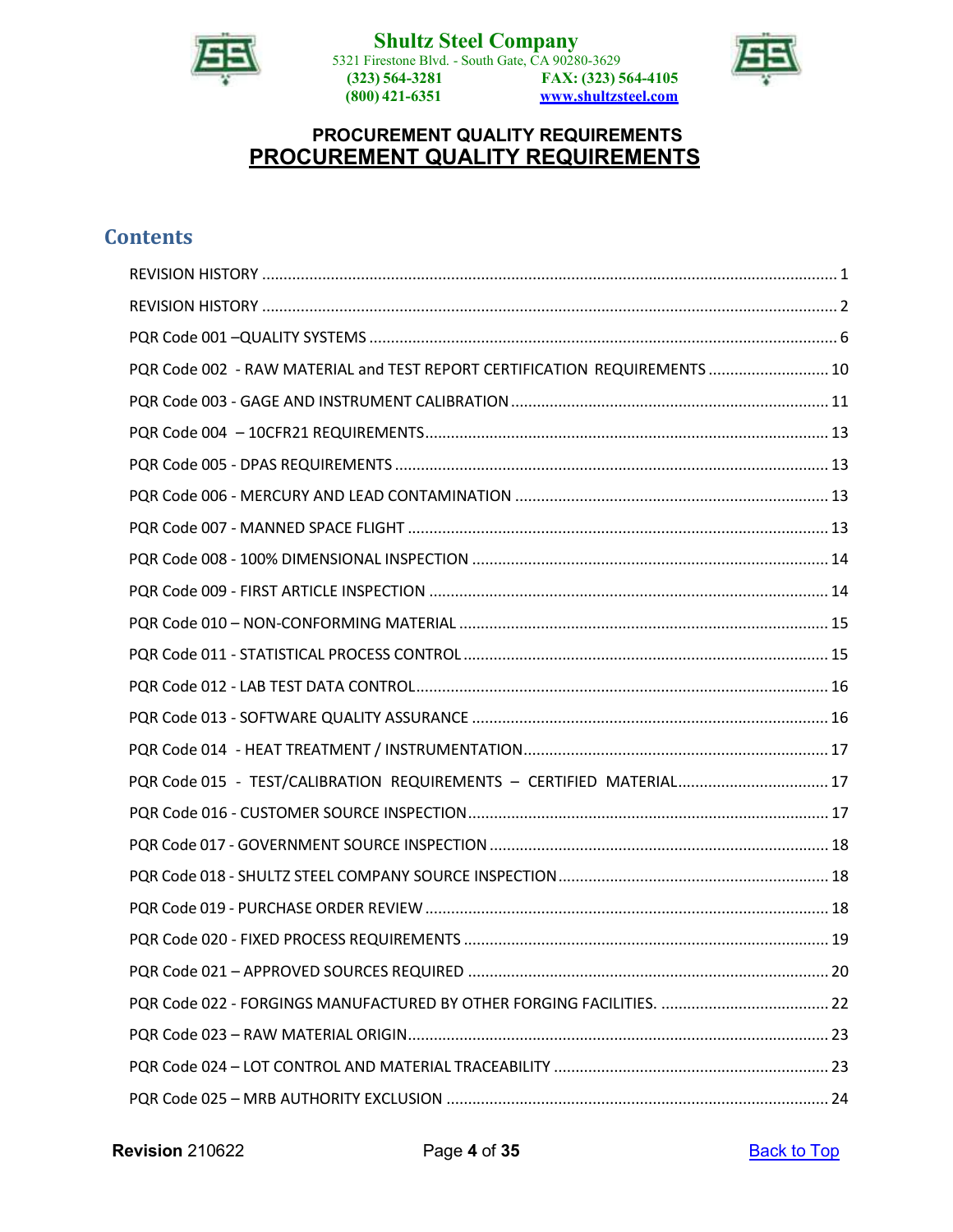# PROCUREMENT QUALITY REQUIREMENTS

## Contents

REVISION HISTORY .......... 1

REVISION HISTORY .......... 2

PQR Code 001 –QUALITY SYSTEMS .......... 6

PQR Code 002 - RAW MATERIAL and TEST REPORT CERTIFICATION REQUIREMENTS .......... 10

PQR Code 003 - GAGE AND INSTRUMENT CALIBRATION .......... 11

PQR Code 004 – 10CFR21 REQUIREMENTS .......... 13

PQR Code 005 - DPAS REQUIREMENTS .......... 13

PQR Code 006 - MERCURY AND LEAD CONTAMINATION .......... 13

PQR Code 007 - MANNED SPACE FLIGHT .......... 13

PQR Code 008 - 100% DIMENSIONAL INSPECTION .......... 14

PQR Code 009 - FIRST ARTICLE INSPECTION .......... 14

PQR Code 010 – NON-CONFORMING MATERIAL .......... 15

PQR Code 011 - STATISTICAL PROCESS CONTROL .......... 15

PQR Code 012 - LAB TEST DATA CONTROL .......... 16

PQR Code 013 - SOFTWARE QUALITY ASSURANCE .......... 16

PQR Code 014 - HEAT TREATMENT / INSTRUMENTATION .......... 17

PQR Code 015 - TEST/CALIBRATION REQUIREMENTS – CERTIFIED MATERIAL .......... 17

PQR Code 016 - CUSTOMER SOURCE INSPECTION .......... 17

PQR Code 017 - GOVERNMENT SOURCE INSPECTION .......... 18

PQR Code 018 - SHULTZ STEEL COMPANY SOURCE INSPECTION .......... 18

PQR Code 019 - PURCHASE ORDER REVIEW .......... 18

PQR Code 020 - FIXED PROCESS REQUIREMENTS .......... 19

PQR Code 021 – APPROVED SOURCES REQUIRED .......... 20

PQR Code 022 - FORGINGS MANUFACTURED BY OTHER FORGING FACILITIES. .......... 22

PQR Code 023 – RAW MATERIAL ORIGIN .......... 23

PQR Code 024 – LOT CONTROL AND MATERIAL TRACEABILITY .......... 23

PQR Code 025 – MRB AUTHORITY EXCLUSION .......... 24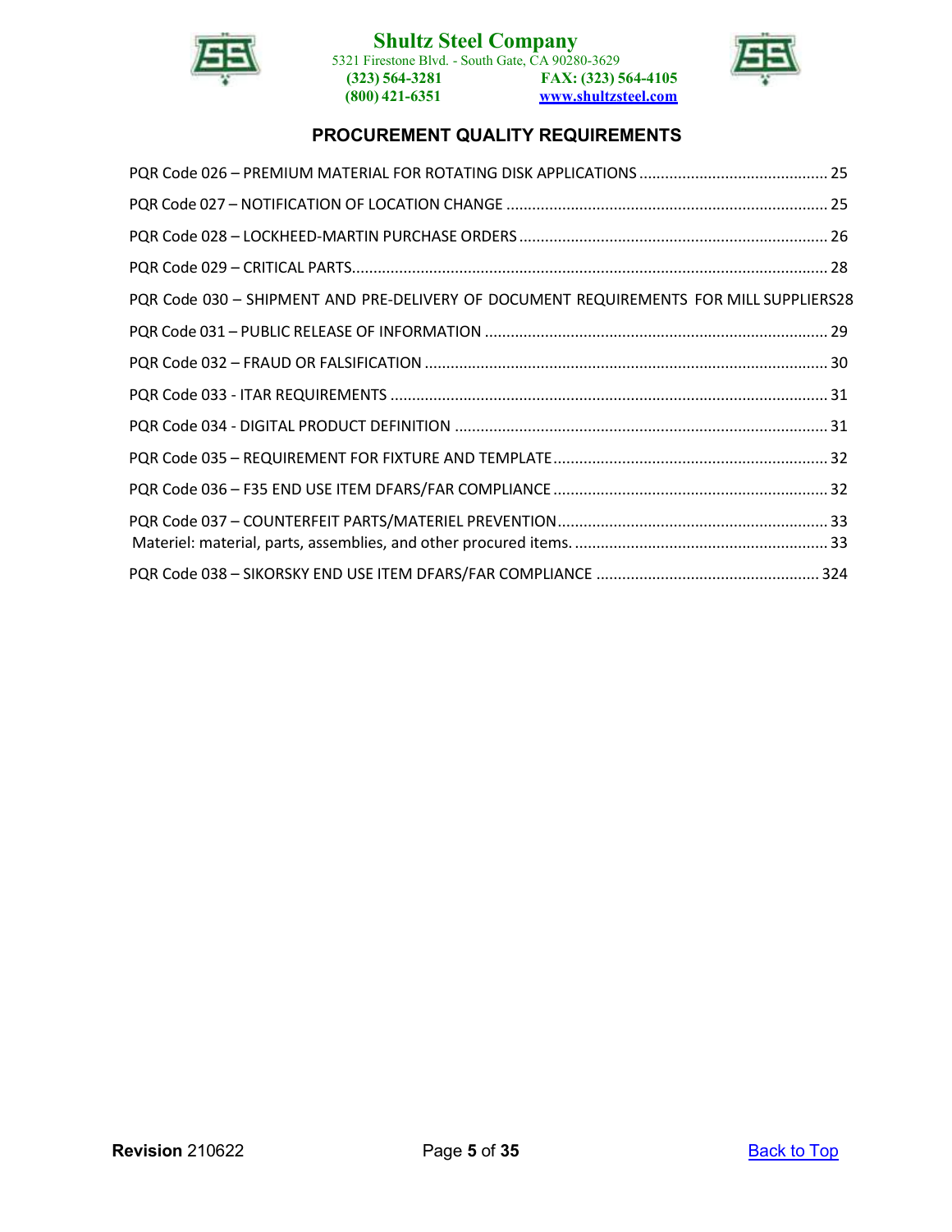## PROCUREMENT QUALITY REQUIREMENTS

PQR Code 026 – PREMIUM MATERIAL FOR ROTATING DISK APPLICATIONS ............................................ 25

PQR Code 027 – NOTIFICATION OF LOCATION CHANGE ........................................................................... 25

PQR Code 028 – LOCKHEED-MARTIN PURCHASE ORDERS ........................................................................ 26

PQR Code 029 – CRITICAL PARTS.............................................................................................................. 28

PQR Code 030 – SHIPMENT AND PRE-DELIVERY OF DOCUMENT REQUIREMENTS FOR MILL SUPPLIERS28

PQR Code 031 – PUBLIC RELEASE OF INFORMATION ............................................................................... 29

PQR Code 032 – FRAUD OR FALSIFICATION ............................................................................................. 30

PQR Code 033 - ITAR REQUIREMENTS ..................................................................................................... 31

PQR Code 034 - DIGITAL PRODUCT DEFINITION ...................................................................................... 31

PQR Code 035 – REQUIREMENT FOR FIXTURE AND TEMPLATE................................................................ 32

PQR Code 036 – F35 END USE ITEM DFARS/FAR COMPLIANCE ................................................................ 32

PQR Code 037 – COUNTERFEIT PARTS/MATERIEL PREVENTION............................................................... 33
Materiel: material, parts, assemblies, and other procured items. ........................................................... 33

PQR Code 038 – SIKORSKY END USE ITEM DFARS/FAR COMPLIANCE .................................................... 324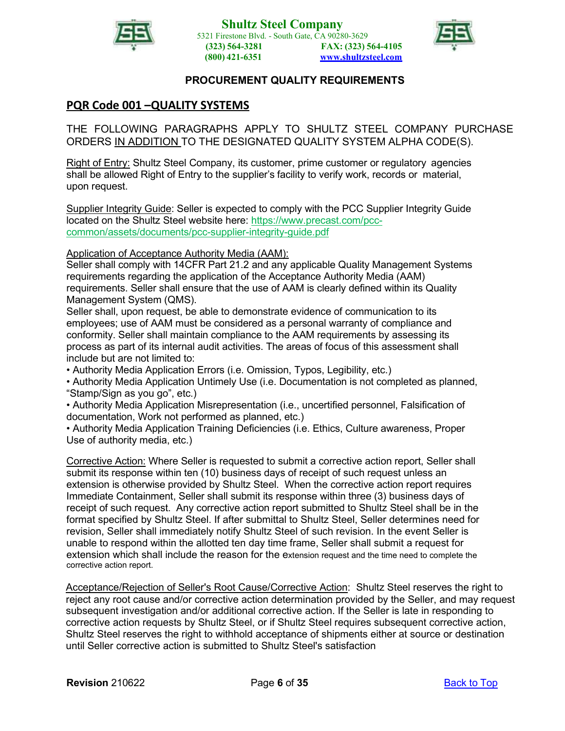## PROCUREMENT QUALITY REQUIREMENTS

### PQR Code 001 –QUALITY SYSTEMS

THE FOLLOWING PARAGRAPHS APPLY TO SHULTZ STEEL COMPANY PURCHASE ORDERS IN ADDITION TO THE DESIGNATED QUALITY SYSTEM ALPHA CODE(S).

Right of Entry: Shultz Steel Company, its customer, prime customer or regulatory agencies shall be allowed Right of Entry to the supplier's facility to verify work, records or material, upon request.

Supplier Integrity Guide: Seller is expected to comply with the PCC Supplier Integrity Guide located on the Shultz Steel website here: https://www.precast.com/pcc-common/assets/documents/pcc-supplier-integrity-guide.pdf

Application of Acceptance Authority Media (AAM):
Seller shall comply with 14CFR Part 21.2 and any applicable Quality Management Systems requirements regarding the application of the Acceptance Authority Media (AAM) requirements. Seller shall ensure that the use of AAM is clearly defined within its Quality Management System (QMS).
Seller shall, upon request, be able to demonstrate evidence of communication to its employees; use of AAM must be considered as a personal warranty of compliance and conformity. Seller shall maintain compliance to the AAM requirements by assessing its process as part of its internal audit activities. The areas of focus of this assessment shall include but are not limited to:

- Authority Media Application Errors (i.e. Omission, Typos, Legibility, etc.)
- Authority Media Application Untimely Use (i.e. Documentation is not completed as planned, "Stamp/Sign as you go", etc.)
- Authority Media Application Misrepresentation (i.e., uncertified personnel, Falsification of documentation, Work not performed as planned, etc.)
- Authority Media Application Training Deficiencies (i.e. Ethics, Culture awareness, Proper Use of authority media, etc.)

Corrective Action: Where Seller is requested to submit a corrective action report, Seller shall submit its response within ten (10) business days of receipt of such request unless an extension is otherwise provided by Shultz Steel. When the corrective action report requires Immediate Containment, Seller shall submit its response within three (3) business days of receipt of such request. Any corrective action report submitted to Shultz Steel shall be in the format specified by Shultz Steel. If after submittal to Shultz Steel, Seller determines need for revision, Seller shall immediately notify Shultz Steel of such revision. In the event Seller is unable to respond within the allotted ten day time frame, Seller shall submit a request for extension which shall include the reason for the extension request and the time need to complete the corrective action report.

Acceptance/Rejection of Seller's Root Cause/Corrective Action: Shultz Steel reserves the right to reject any root cause and/or corrective action determination provided by the Seller, and may request subsequent investigation and/or additional corrective action. If the Seller is late in responding to corrective action requests by Shultz Steel, or if Shultz Steel requires subsequent corrective action, Shultz Steel reserves the right to withhold acceptance of shipments either at source or destination until Seller corrective action is submitted to Shultz Steel's satisfaction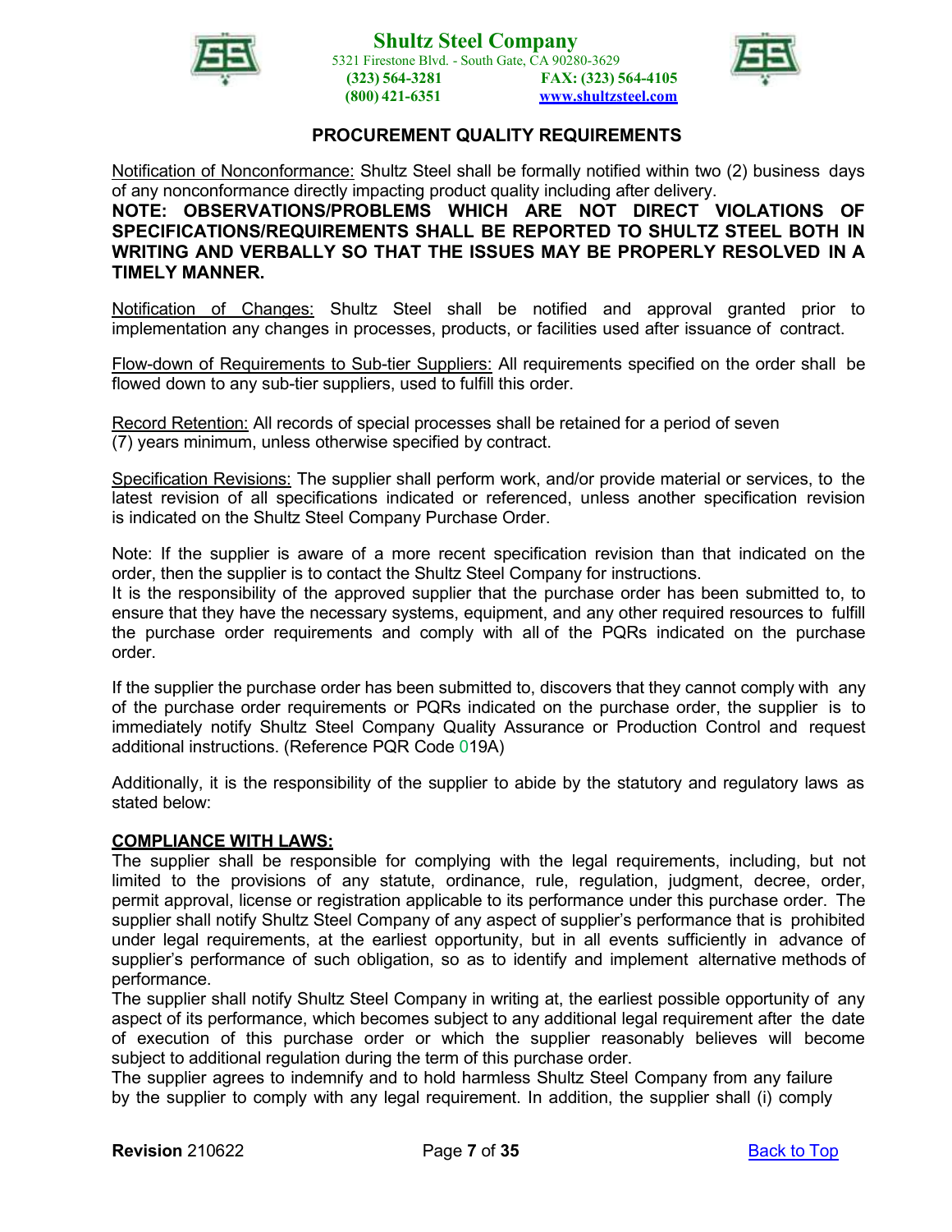## PROCUREMENT QUALITY REQUIREMENTS

Notification of Nonconformance: Shultz Steel shall be formally notified within two (2) business days of any nonconformance directly impacting product quality including after delivery.

**NOTE: OBSERVATIONS/PROBLEMS WHICH ARE NOT DIRECT VIOLATIONS OF SPECIFICATIONS/REQUIREMENTS SHALL BE REPORTED TO SHULTZ STEEL BOTH IN WRITING AND VERBALLY SO THAT THE ISSUES MAY BE PROPERLY RESOLVED IN A TIMELY MANNER.**

Notification of Changes: Shultz Steel shall be notified and approval granted prior to implementation any changes in processes, products, or facilities used after issuance of contract.

Flow-down of Requirements to Sub-tier Suppliers: All requirements specified on the order shall be flowed down to any sub-tier suppliers, used to fulfill this order.

Record Retention: All records of special processes shall be retained for a period of seven (7) years minimum, unless otherwise specified by contract.

Specification Revisions: The supplier shall perform work, and/or provide material or services, to the latest revision of all specifications indicated or referenced, unless another specification revision is indicated on the Shultz Steel Company Purchase Order.

Note: If the supplier is aware of a more recent specification revision than that indicated on the order, then the supplier is to contact the Shultz Steel Company for instructions.

It is the responsibility of the approved supplier that the purchase order has been submitted to, to ensure that they have the necessary systems, equipment, and any other required resources to fulfill the purchase order requirements and comply with all of the PQRs indicated on the purchase order.

If the supplier the purchase order has been submitted to, discovers that they cannot comply with any of the purchase order requirements or PQRs indicated on the purchase order, the supplier is to immediately notify Shultz Steel Company Quality Assurance or Production Control and request additional instructions. (Reference PQR Code 019A)

Additionally, it is the responsibility of the supplier to abide by the statutory and regulatory laws as stated below:

**COMPLIANCE WITH LAWS:**

The supplier shall be responsible for complying with the legal requirements, including, but not limited to the provisions of any statute, ordinance, rule, regulation, judgment, decree, order, permit approval, license or registration applicable to its performance under this purchase order. The supplier shall notify Shultz Steel Company of any aspect of supplier's performance that is prohibited under legal requirements, at the earliest opportunity, but in all events sufficiently in advance of supplier's performance of such obligation, so as to identify and implement alternative methods of performance.

The supplier shall notify Shultz Steel Company in writing at, the earliest possible opportunity of any aspect of its performance, which becomes subject to any additional legal requirement after the date of execution of this purchase order or which the supplier reasonably believes will become subject to additional regulation during the term of this purchase order.

The supplier agrees to indemnify and to hold harmless Shultz Steel Company from any failure by the supplier to comply with any legal requirement. In addition, the supplier shall (i) comply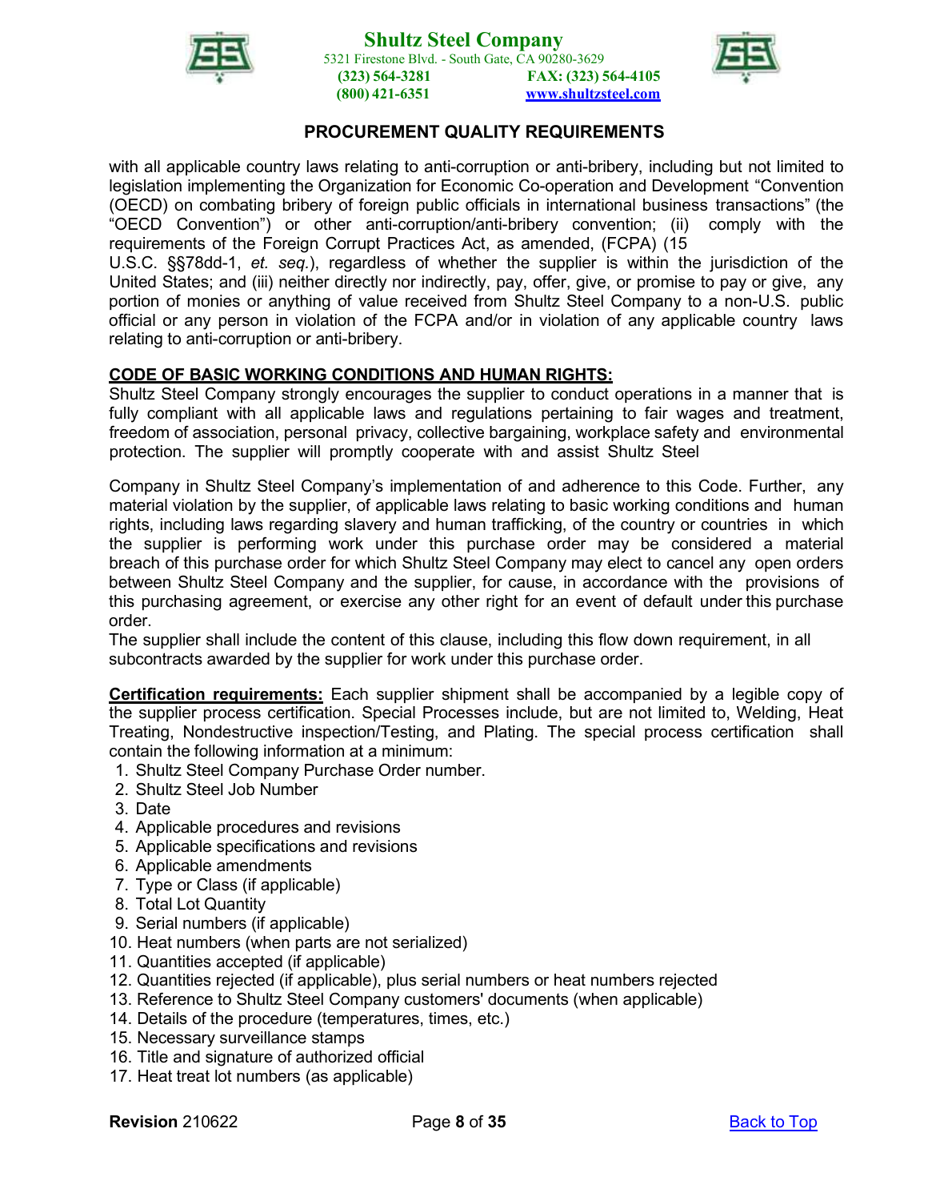with all applicable country laws relating to anti-corruption or anti-bribery, including but not limited to legislation implementing the Organization for Economic Co-operation and Development "Convention (OECD) on combating bribery of foreign public officials in international business transactions" (the "OECD Convention") or other anti-corruption/anti-bribery convention; (ii) comply with the requirements of the Foreign Corrupt Practices Act, as amended, (FCPA) (15 U.S.C. §§78dd-1, *et. seq.*), regardless of whether the supplier is within the jurisdiction of the United States; and (iii) neither directly nor indirectly, pay, offer, give, or promise to pay or give, any portion of monies or anything of value received from Shultz Steel Company to a non-U.S. public official or any person in violation of the FCPA and/or in violation of any applicable country laws relating to anti-corruption or anti-bribery.

**CODE OF BASIC WORKING CONDITIONS AND HUMAN RIGHTS:**

Shultz Steel Company strongly encourages the supplier to conduct operations in a manner that is fully compliant with all applicable laws and regulations pertaining to fair wages and treatment, freedom of association, personal privacy, collective bargaining, workplace safety and environmental protection. The supplier will promptly cooperate with and assist Shultz Steel

Company in Shultz Steel Company's implementation of and adherence to this Code. Further, any material violation by the supplier, of applicable laws relating to basic working conditions and human rights, including laws regarding slavery and human trafficking, of the country or countries in which the supplier is performing work under this purchase order may be considered a material breach of this purchase order for which Shultz Steel Company may elect to cancel any open orders between Shultz Steel Company and the supplier, for cause, in accordance with the provisions of this purchasing agreement, or exercise any other right for an event of default under this purchase order.

The supplier shall include the content of this clause, including this flow down requirement, in all subcontracts awarded by the supplier for work under this purchase order.

**Certification requirements:** Each supplier shipment shall be accompanied by a legible copy of the supplier process certification. Special Processes include, but are not limited to, Welding, Heat Treating, Nondestructive inspection/Testing, and Plating. The special process certification shall contain the following information at a minimum:

1. Shultz Steel Company Purchase Order number.
2. Shultz Steel Job Number
3. Date
4. Applicable procedures and revisions
5. Applicable specifications and revisions
6. Applicable amendments
7. Type or Class (if applicable)
8. Total Lot Quantity
9. Serial numbers (if applicable)
10. Heat numbers (when parts are not serialized)
11. Quantities accepted (if applicable)
12. Quantities rejected (if applicable), plus serial numbers or heat numbers rejected
13. Reference to Shultz Steel Company customers' documents (when applicable)
14. Details of the procedure (temperatures, times, etc.)
15. Necessary surveillance stamps
16. Title and signature of authorized official
17. Heat treat lot numbers (as applicable)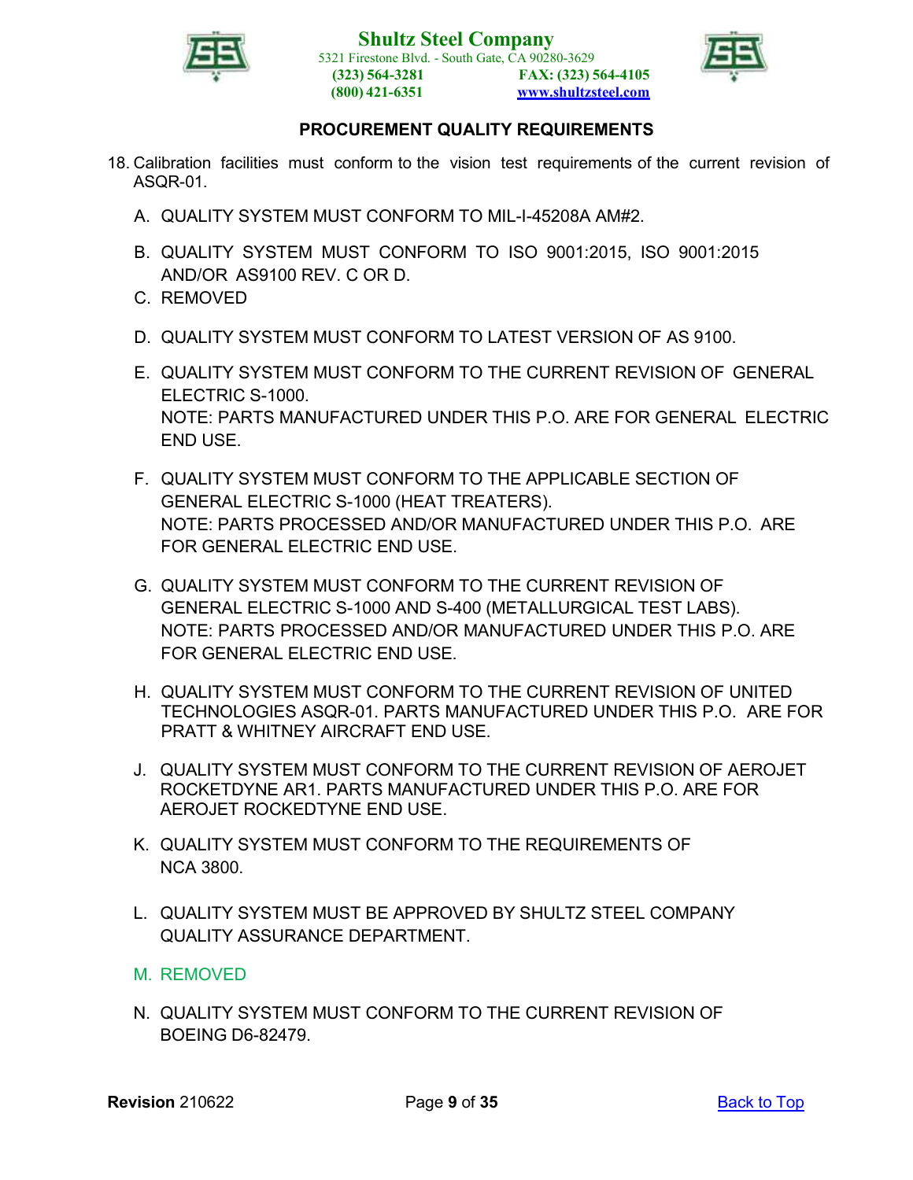18. Calibration facilities must conform to the vision test requirements of the current revision of ASQR-01.

A. QUALITY SYSTEM MUST CONFORM TO MIL-I-45208A AM#2.

B. QUALITY SYSTEM MUST CONFORM TO ISO 9001:2015, ISO 9001:2015 AND/OR AS9100 REV. C OR D.

C. REMOVED

D. QUALITY SYSTEM MUST CONFORM TO LATEST VERSION OF AS 9100.

E. QUALITY SYSTEM MUST CONFORM TO THE CURRENT REVISION OF GENERAL ELECTRIC S-1000.
NOTE: PARTS MANUFACTURED UNDER THIS P.O. ARE FOR GENERAL ELECTRIC END USE.

F. QUALITY SYSTEM MUST CONFORM TO THE APPLICABLE SECTION OF GENERAL ELECTRIC S-1000 (HEAT TREATERS).
NOTE: PARTS PROCESSED AND/OR MANUFACTURED UNDER THIS P.O. ARE FOR GENERAL ELECTRIC END USE.

G. QUALITY SYSTEM MUST CONFORM TO THE CURRENT REVISION OF GENERAL ELECTRIC S-1000 AND S-400 (METALLURGICAL TEST LABS).
NOTE: PARTS PROCESSED AND/OR MANUFACTURED UNDER THIS P.O. ARE FOR GENERAL ELECTRIC END USE.

H. QUALITY SYSTEM MUST CONFORM TO THE CURRENT REVISION OF UNITED TECHNOLOGIES ASQR-01. PARTS MANUFACTURED UNDER THIS P.O. ARE FOR PRATT & WHITNEY AIRCRAFT END USE.

J. QUALITY SYSTEM MUST CONFORM TO THE CURRENT REVISION OF AEROJET ROCKETDYNE AR1. PARTS MANUFACTURED UNDER THIS P.O. ARE FOR AEROJET ROCKEDTYNE END USE.

K. QUALITY SYSTEM MUST CONFORM TO THE REQUIREMENTS OF NCA 3800.

L. QUALITY SYSTEM MUST BE APPROVED BY SHULTZ STEEL COMPANY QUALITY ASSURANCE DEPARTMENT.

M. REMOVED

N. QUALITY SYSTEM MUST CONFORM TO THE CURRENT REVISION OF BOEING D6-82479.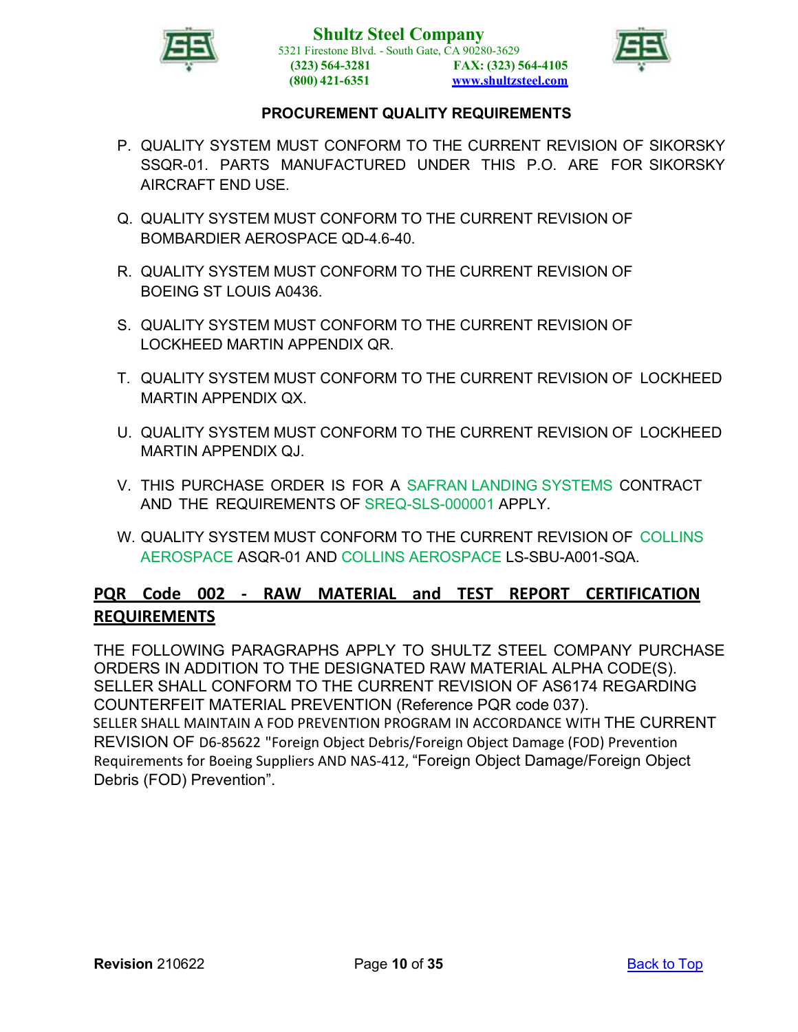## PROCUREMENT QUALITY REQUIREMENTS

P. QUALITY SYSTEM MUST CONFORM TO THE CURRENT REVISION OF SIKORSKY SSQR-01. PARTS MANUFACTURED UNDER THIS P.O. ARE FOR SIKORSKY AIRCRAFT END USE.

Q. QUALITY SYSTEM MUST CONFORM TO THE CURRENT REVISION OF BOMBARDIER AEROSPACE QD-4.6-40.

R. QUALITY SYSTEM MUST CONFORM TO THE CURRENT REVISION OF BOEING ST LOUIS A0436.

S. QUALITY SYSTEM MUST CONFORM TO THE CURRENT REVISION OF LOCKHEED MARTIN APPENDIX QR.

T. QUALITY SYSTEM MUST CONFORM TO THE CURRENT REVISION OF LOCKHEED MARTIN APPENDIX QX.

U. QUALITY SYSTEM MUST CONFORM TO THE CURRENT REVISION OF LOCKHEED MARTIN APPENDIX QJ.

V. THIS PURCHASE ORDER IS FOR A SAFRAN LANDING SYSTEMS CONTRACT AND THE REQUIREMENTS OF SREQ-SLS-000001 APPLY.

W. QUALITY SYSTEM MUST CONFORM TO THE CURRENT REVISION OF COLLINS AEROSPACE ASQR-01 AND COLLINS AEROSPACE LS-SBU-A001-SQA.

## PQR Code 002 - RAW MATERIAL and TEST REPORT CERTIFICATION REQUIREMENTS

THE FOLLOWING PARAGRAPHS APPLY TO SHULTZ STEEL COMPANY PURCHASE ORDERS IN ADDITION TO THE DESIGNATED RAW MATERIAL ALPHA CODE(S). SELLER SHALL CONFORM TO THE CURRENT REVISION OF AS6174 REGARDING COUNTERFEIT MATERIAL PREVENTION (Reference PQR code 037). SELLER SHALL MAINTAIN A FOD PREVENTION PROGRAM IN ACCORDANCE WITH THE CURRENT REVISION OF D6-85622 "Foreign Object Debris/Foreign Object Damage (FOD) Prevention Requirements for Boeing Suppliers AND NAS-412, "Foreign Object Damage/Foreign Object Debris (FOD) Prevention".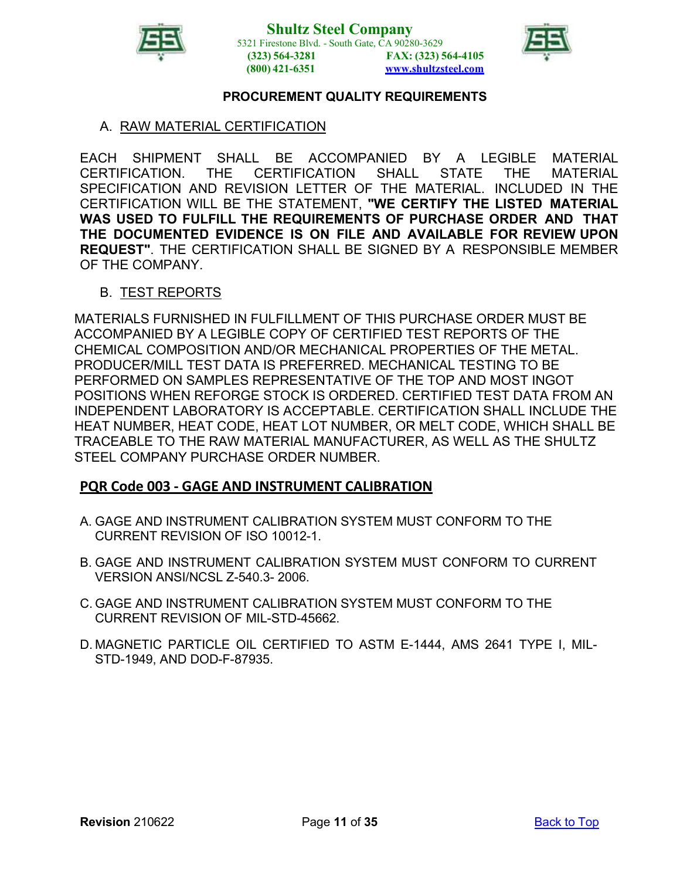PROCUREMENT QUALITY REQUIREMENTS

A. RAW MATERIAL CERTIFICATION

EACH SHIPMENT SHALL BE ACCOMPANIED BY A LEGIBLE MATERIAL CERTIFICATION. THE CERTIFICATION SHALL STATE THE MATERIAL SPECIFICATION AND REVISION LETTER OF THE MATERIAL. INCLUDED IN THE CERTIFICATION WILL BE THE STATEMENT, **"WE CERTIFY THE LISTED MATERIAL WAS USED TO FULFILL THE REQUIREMENTS OF PURCHASE ORDER AND THAT THE DOCUMENTED EVIDENCE IS ON FILE AND AVAILABLE FOR REVIEW UPON REQUEST"**. THE CERTIFICATION SHALL BE SIGNED BY A RESPONSIBLE MEMBER OF THE COMPANY.

B. TEST REPORTS

MATERIALS FURNISHED IN FULFILLMENT OF THIS PURCHASE ORDER MUST BE ACCOMPANIED BY A LEGIBLE COPY OF CERTIFIED TEST REPORTS OF THE CHEMICAL COMPOSITION AND/OR MECHANICAL PROPERTIES OF THE METAL. PRODUCER/MILL TEST DATA IS PREFERRED. MECHANICAL TESTING TO BE PERFORMED ON SAMPLES REPRESENTATIVE OF THE TOP AND MOST INGOT POSITIONS WHEN REFORGE STOCK IS ORDERED. CERTIFIED TEST DATA FROM AN INDEPENDENT LABORATORY IS ACCEPTABLE. CERTIFICATION SHALL INCLUDE THE HEAT NUMBER, HEAT CODE, HEAT LOT NUMBER, OR MELT CODE, WHICH SHALL BE TRACEABLE TO THE RAW MATERIAL MANUFACTURER, AS WELL AS THE SHULTZ STEEL COMPANY PURCHASE ORDER NUMBER.

## PQR Code 003 - GAGE AND INSTRUMENT CALIBRATION

A. GAGE AND INSTRUMENT CALIBRATION SYSTEM MUST CONFORM TO THE CURRENT REVISION OF ISO 10012-1.

B. GAGE AND INSTRUMENT CALIBRATION SYSTEM MUST CONFORM TO CURRENT VERSION ANSI/NCSL Z-540.3- 2006.

C. GAGE AND INSTRUMENT CALIBRATION SYSTEM MUST CONFORM TO THE CURRENT REVISION OF MIL-STD-45662.

D. MAGNETIC PARTICLE OIL CERTIFIED TO ASTM E-1444, AMS 2641 TYPE I, MIL-STD-1949, AND DOD-F-87935.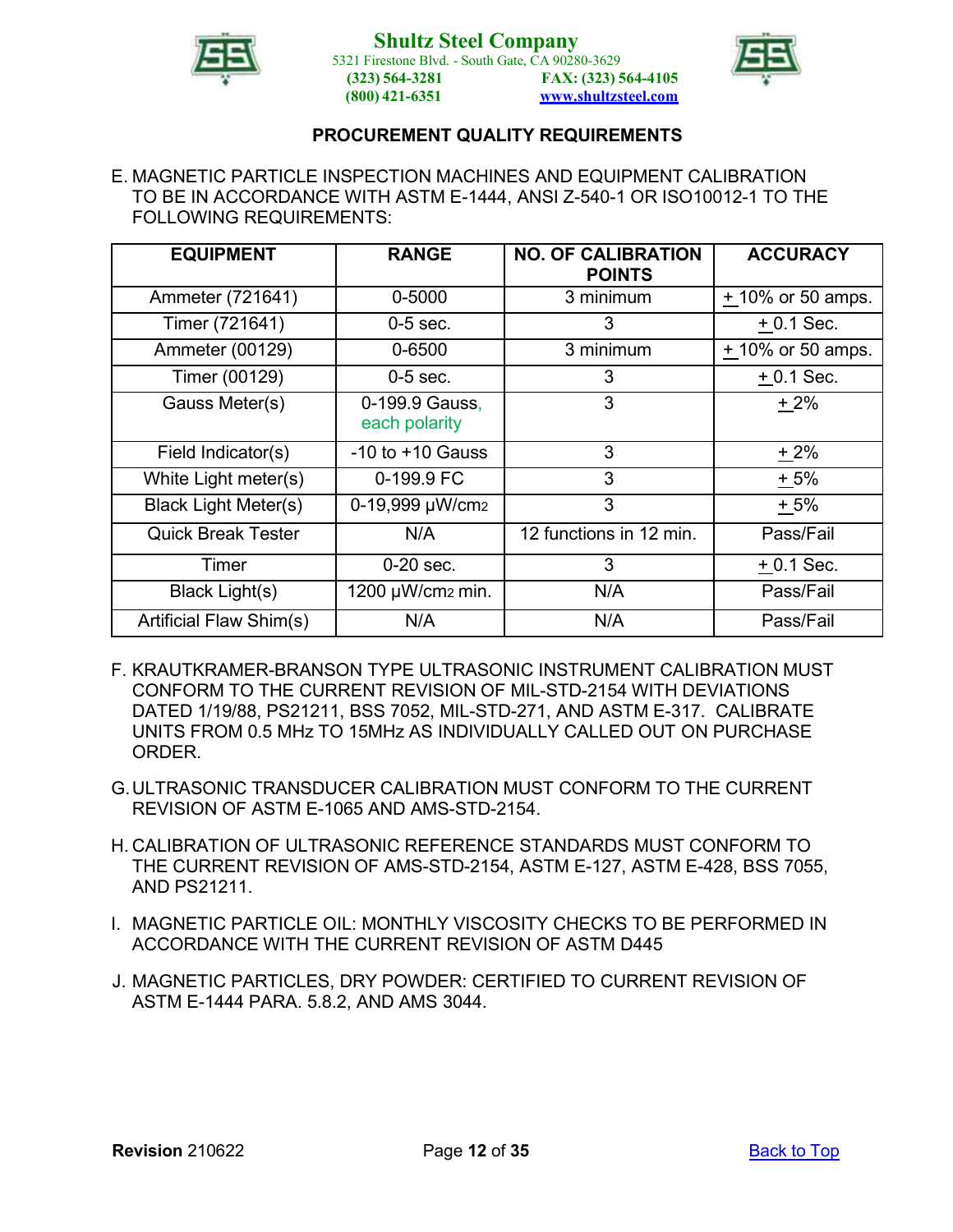## PROCUREMENT QUALITY REQUIREMENTS

E. MAGNETIC PARTICLE INSPECTION MACHINES AND EQUIPMENT CALIBRATION TO BE IN ACCORDANCE WITH ASTM E-1444, ANSI Z-540-1 OR ISO10012-1 TO THE FOLLOWING REQUIREMENTS:

| EQUIPMENT | RANGE | NO. OF CALIBRATION POINTS | ACCURACY |
|---|---|---|---|
| Ammeter (721641) | 0-5000 | 3 minimum | ± 10% or 50 amps. |
| Timer (721641) | 0-5 sec. | 3 | ± 0.1 Sec. |
| Ammeter (00129) | 0-6500 | 3 minimum | ± 10% or 50 amps. |
| Timer (00129) | 0-5 sec. | 3 | ± 0.1 Sec. |
| Gauss Meter(s) | 0-199.9 Gauss, each polarity | 3 | ± 2% |
| Field Indicator(s) | -10 to +10 Gauss | 3 | ± 2% |
| White Light meter(s) | 0-199.9 FC | 3 | ± 5% |
| Black Light Meter(s) | 0-19,999 μW/cm2 | 3 | ± 5% |
| Quick Break Tester | N/A | 12 functions in 12 min. | Pass/Fail |
| Timer | 0-20 sec. | 3 | ± 0.1 Sec. |
| Black Light(s) | 1200 μW/cm2 min. | N/A | Pass/Fail |
| Artificial Flaw Shim(s) | N/A | N/A | Pass/Fail |

F. KRAUTKRAMER-BRANSON TYPE ULTRASONIC INSTRUMENT CALIBRATION MUST CONFORM TO THE CURRENT REVISION OF MIL-STD-2154 WITH DEVIATIONS DATED 1/19/88, PS21211, BSS 7052, MIL-STD-271, AND ASTM E-317. CALIBRATE UNITS FROM 0.5 MHz TO 15MHz AS INDIVIDUALLY CALLED OUT ON PURCHASE ORDER.

G. ULTRASONIC TRANSDUCER CALIBRATION MUST CONFORM TO THE CURRENT REVISION OF ASTM E-1065 AND AMS-STD-2154.

H. CALIBRATION OF ULTRASONIC REFERENCE STANDARDS MUST CONFORM TO THE CURRENT REVISION OF AMS-STD-2154, ASTM E-127, ASTM E-428, BSS 7055, AND PS21211.

I. MAGNETIC PARTICLE OIL: MONTHLY VISCOSITY CHECKS TO BE PERFORMED IN ACCORDANCE WITH THE CURRENT REVISION OF ASTM D445

J. MAGNETIC PARTICLES, DRY POWDER: CERTIFIED TO CURRENT REVISION OF ASTM E-1444 PARA. 5.8.2, AND AMS 3044.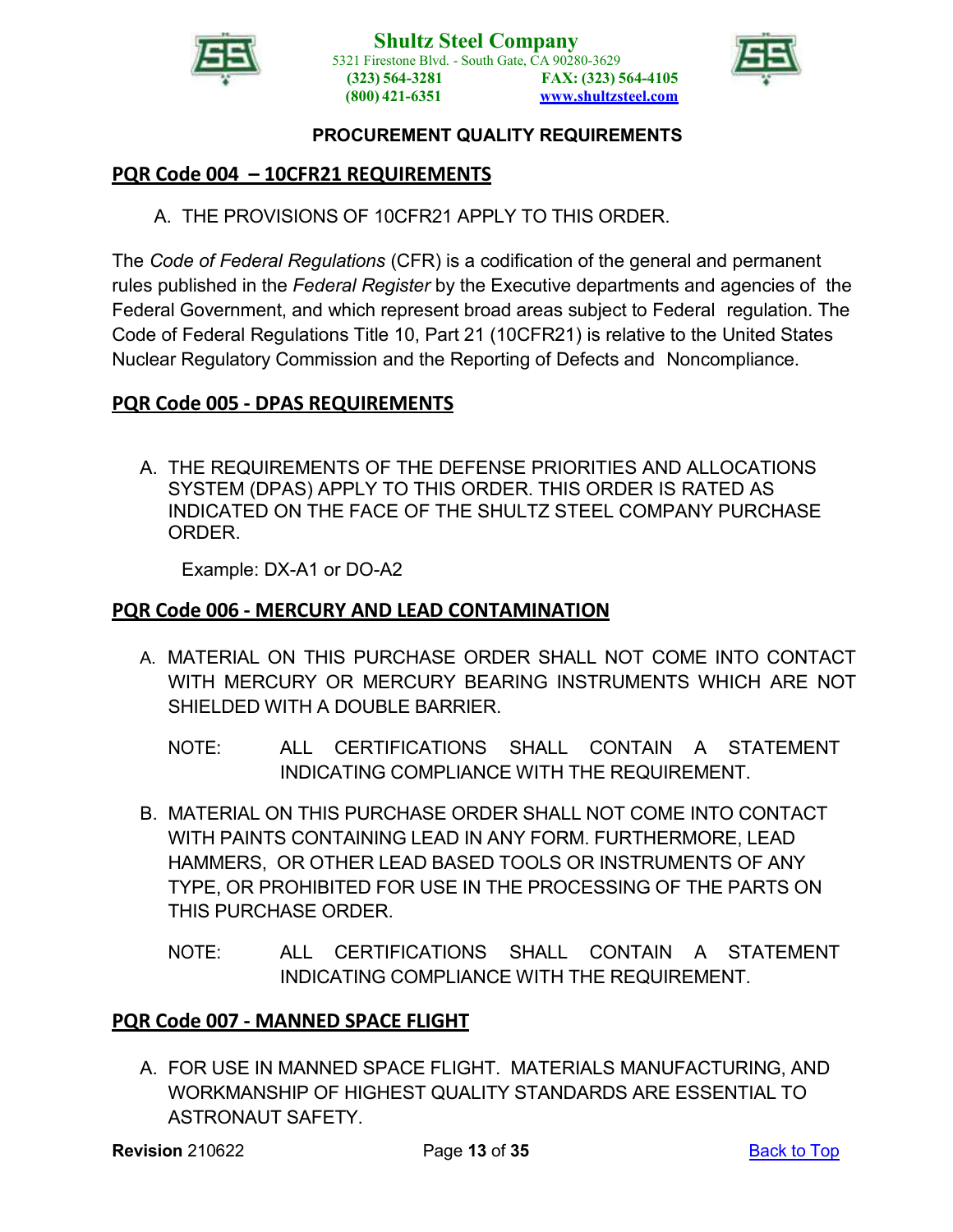## PQR Code 004 – 10CFR21 REQUIREMENTS

A. THE PROVISIONS OF 10CFR21 APPLY TO THIS ORDER.

The *Code of Federal Regulations* (CFR) is a codification of the general and permanent rules published in the *Federal Register* by the Executive departments and agencies of the Federal Government, and which represent broad areas subject to Federal regulation. The Code of Federal Regulations Title 10, Part 21 (10CFR21) is relative to the United States Nuclear Regulatory Commission and the Reporting of Defects and Noncompliance.

## PQR Code 005 - DPAS REQUIREMENTS

A. THE REQUIREMENTS OF THE DEFENSE PRIORITIES AND ALLOCATIONS SYSTEM (DPAS) APPLY TO THIS ORDER. THIS ORDER IS RATED AS INDICATED ON THE FACE OF THE SHULTZ STEEL COMPANY PURCHASE ORDER.

   Example: DX-A1 or DO-A2

## PQR Code 006 - MERCURY AND LEAD CONTAMINATION

A. MATERIAL ON THIS PURCHASE ORDER SHALL NOT COME INTO CONTACT WITH MERCURY OR MERCURY BEARING INSTRUMENTS WHICH ARE NOT SHIELDED WITH A DOUBLE BARRIER.

   NOTE: ALL CERTIFICATIONS SHALL CONTAIN A STATEMENT INDICATING COMPLIANCE WITH THE REQUIREMENT.

B. MATERIAL ON THIS PURCHASE ORDER SHALL NOT COME INTO CONTACT WITH PAINTS CONTAINING LEAD IN ANY FORM. FURTHERMORE, LEAD HAMMERS, OR OTHER LEAD BASED TOOLS OR INSTRUMENTS OF ANY TYPE, OR PROHIBITED FOR USE IN THE PROCESSING OF THE PARTS ON THIS PURCHASE ORDER.

   NOTE: ALL CERTIFICATIONS SHALL CONTAIN A STATEMENT INDICATING COMPLIANCE WITH THE REQUIREMENT.

## PQR Code 007 - MANNED SPACE FLIGHT

A. FOR USE IN MANNED SPACE FLIGHT. MATERIALS MANUFACTURING, AND WORKMANSHIP OF HIGHEST QUALITY STANDARDS ARE ESSENTIAL TO ASTRONAUT SAFETY.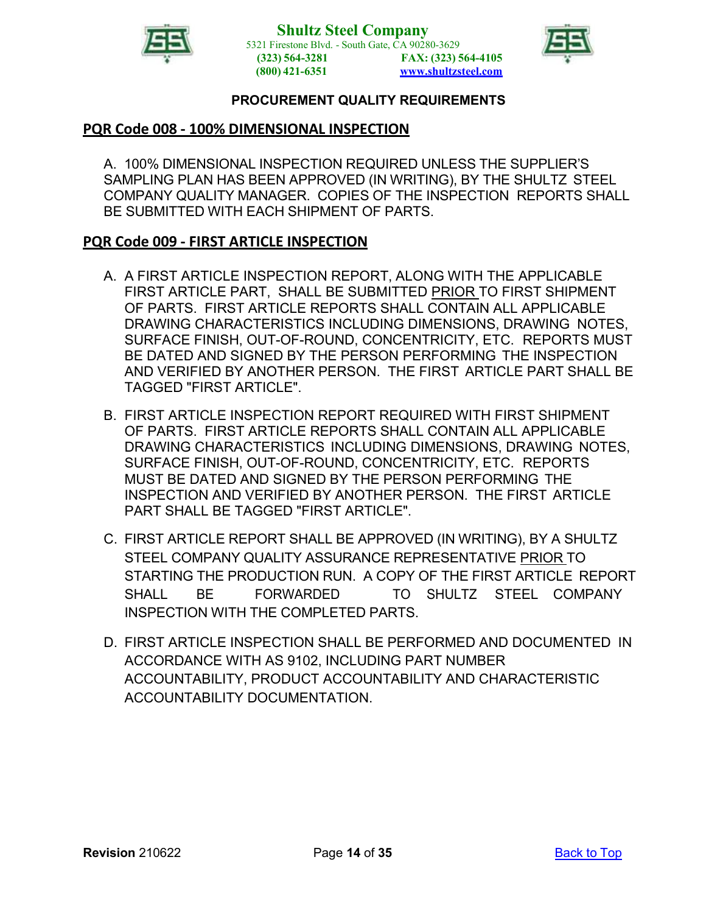## PQR Code 008 - 100% DIMENSIONAL INSPECTION

A. 100% DIMENSIONAL INSPECTION REQUIRED UNLESS THE SUPPLIER'S SAMPLING PLAN HAS BEEN APPROVED (IN WRITING), BY THE SHULTZ STEEL COMPANY QUALITY MANAGER. COPIES OF THE INSPECTION REPORTS SHALL BE SUBMITTED WITH EACH SHIPMENT OF PARTS.

## PQR Code 009 - FIRST ARTICLE INSPECTION

A. A FIRST ARTICLE INSPECTION REPORT, ALONG WITH THE APPLICABLE FIRST ARTICLE PART, SHALL BE SUBMITTED PRIOR TO FIRST SHIPMENT OF PARTS. FIRST ARTICLE REPORTS SHALL CONTAIN ALL APPLICABLE DRAWING CHARACTERISTICS INCLUDING DIMENSIONS, DRAWING NOTES, SURFACE FINISH, OUT-OF-ROUND, CONCENTRICITY, ETC. REPORTS MUST BE DATED AND SIGNED BY THE PERSON PERFORMING THE INSPECTION AND VERIFIED BY ANOTHER PERSON. THE FIRST ARTICLE PART SHALL BE TAGGED "FIRST ARTICLE".

B. FIRST ARTICLE INSPECTION REPORT REQUIRED WITH FIRST SHIPMENT OF PARTS. FIRST ARTICLE REPORTS SHALL CONTAIN ALL APPLICABLE DRAWING CHARACTERISTICS INCLUDING DIMENSIONS, DRAWING NOTES, SURFACE FINISH, OUT-OF-ROUND, CONCENTRICITY, ETC. REPORTS MUST BE DATED AND SIGNED BY THE PERSON PERFORMING THE INSPECTION AND VERIFIED BY ANOTHER PERSON. THE FIRST ARTICLE PART SHALL BE TAGGED "FIRST ARTICLE".

C. FIRST ARTICLE REPORT SHALL BE APPROVED (IN WRITING), BY A SHULTZ STEEL COMPANY QUALITY ASSURANCE REPRESENTATIVE PRIOR TO STARTING THE PRODUCTION RUN. A COPY OF THE FIRST ARTICLE REPORT SHALL BE FORWARDED TO SHULTZ STEEL COMPANY INSPECTION WITH THE COMPLETED PARTS.

D. FIRST ARTICLE INSPECTION SHALL BE PERFORMED AND DOCUMENTED IN ACCORDANCE WITH AS 9102, INCLUDING PART NUMBER ACCOUNTABILITY, PRODUCT ACCOUNTABILITY AND CHARACTERISTIC ACCOUNTABILITY DOCUMENTATION.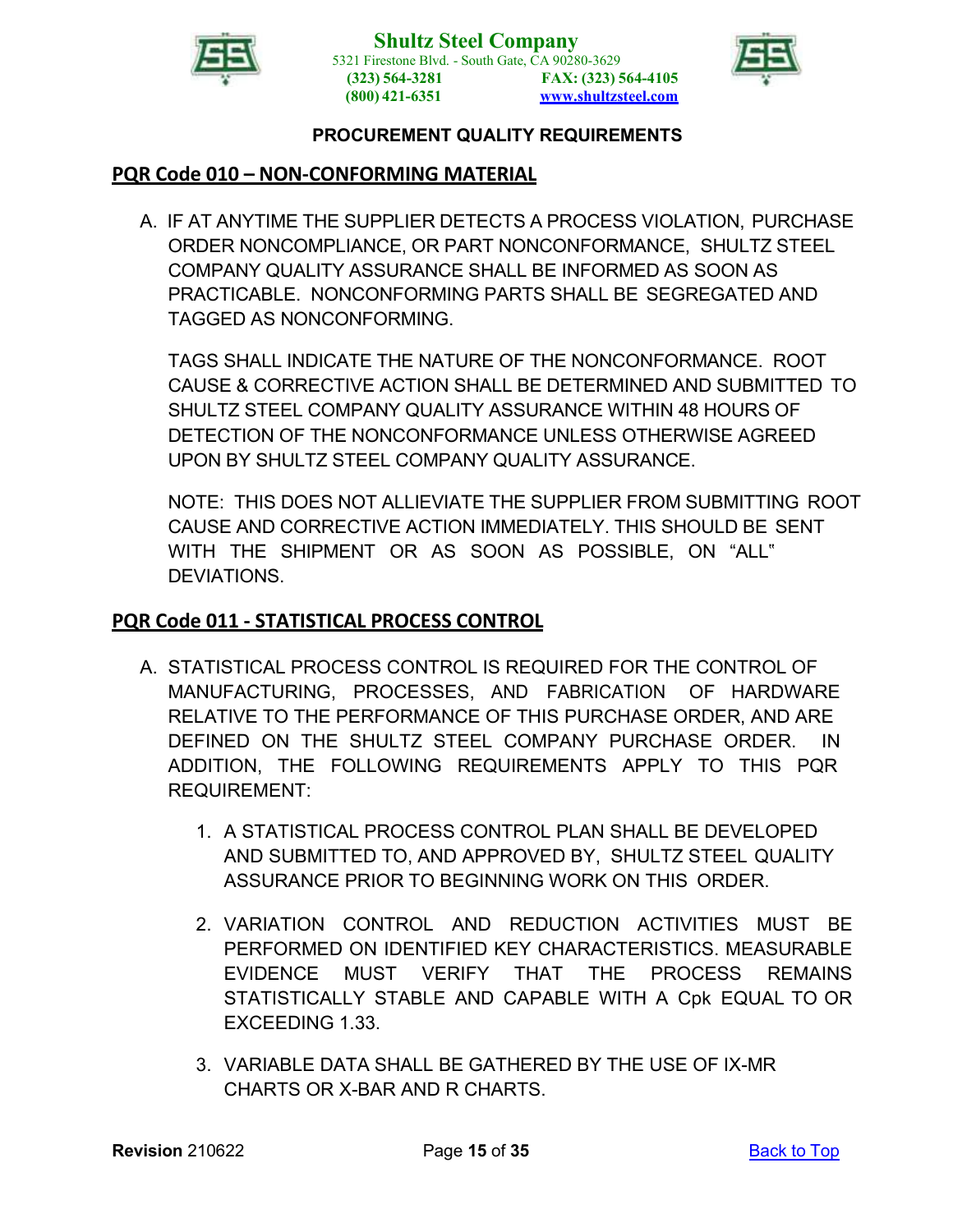**PROCUREMENT QUALITY REQUIREMENTS**

## PQR Code 010 – NON-CONFORMING MATERIAL

A. IF AT ANYTIME THE SUPPLIER DETECTS A PROCESS VIOLATION, PURCHASE ORDER NONCOMPLIANCE, OR PART NONCONFORMANCE, SHULTZ STEEL COMPANY QUALITY ASSURANCE SHALL BE INFORMED AS SOON AS PRACTICABLE. NONCONFORMING PARTS SHALL BE SEGREGATED AND TAGGED AS NONCONFORMING.

   TAGS SHALL INDICATE THE NATURE OF THE NONCONFORMANCE. ROOT CAUSE & CORRECTIVE ACTION SHALL BE DETERMINED AND SUBMITTED TO SHULTZ STEEL COMPANY QUALITY ASSURANCE WITHIN 48 HOURS OF DETECTION OF THE NONCONFORMANCE UNLESS OTHERWISE AGREED UPON BY SHULTZ STEEL COMPANY QUALITY ASSURANCE.

   NOTE: THIS DOES NOT ALLIEVIATE THE SUPPLIER FROM SUBMITTING ROOT CAUSE AND CORRECTIVE ACTION IMMEDIATELY. THIS SHOULD BE SENT WITH THE SHIPMENT OR AS SOON AS POSSIBLE, ON "ALL" DEVIATIONS.

## PQR Code 011 - STATISTICAL PROCESS CONTROL

A. STATISTICAL PROCESS CONTROL IS REQUIRED FOR THE CONTROL OF MANUFACTURING, PROCESSES, AND FABRICATION OF HARDWARE RELATIVE TO THE PERFORMANCE OF THIS PURCHASE ORDER, AND ARE DEFINED ON THE SHULTZ STEEL COMPANY PURCHASE ORDER. IN ADDITION, THE FOLLOWING REQUIREMENTS APPLY TO THIS PQR REQUIREMENT:

   1. A STATISTICAL PROCESS CONTROL PLAN SHALL BE DEVELOPED AND SUBMITTED TO, AND APPROVED BY, SHULTZ STEEL QUALITY ASSURANCE PRIOR TO BEGINNING WORK ON THIS ORDER.

   2. VARIATION CONTROL AND REDUCTION ACTIVITIES MUST BE PERFORMED ON IDENTIFIED KEY CHARACTERISTICS. MEASURABLE EVIDENCE MUST VERIFY THAT THE PROCESS REMAINS STATISTICALLY STABLE AND CAPABLE WITH A Cpk EQUAL TO OR EXCEEDING 1.33.

   3. VARIABLE DATA SHALL BE GATHERED BY THE USE OF IX-MR CHARTS OR X-BAR AND R CHARTS.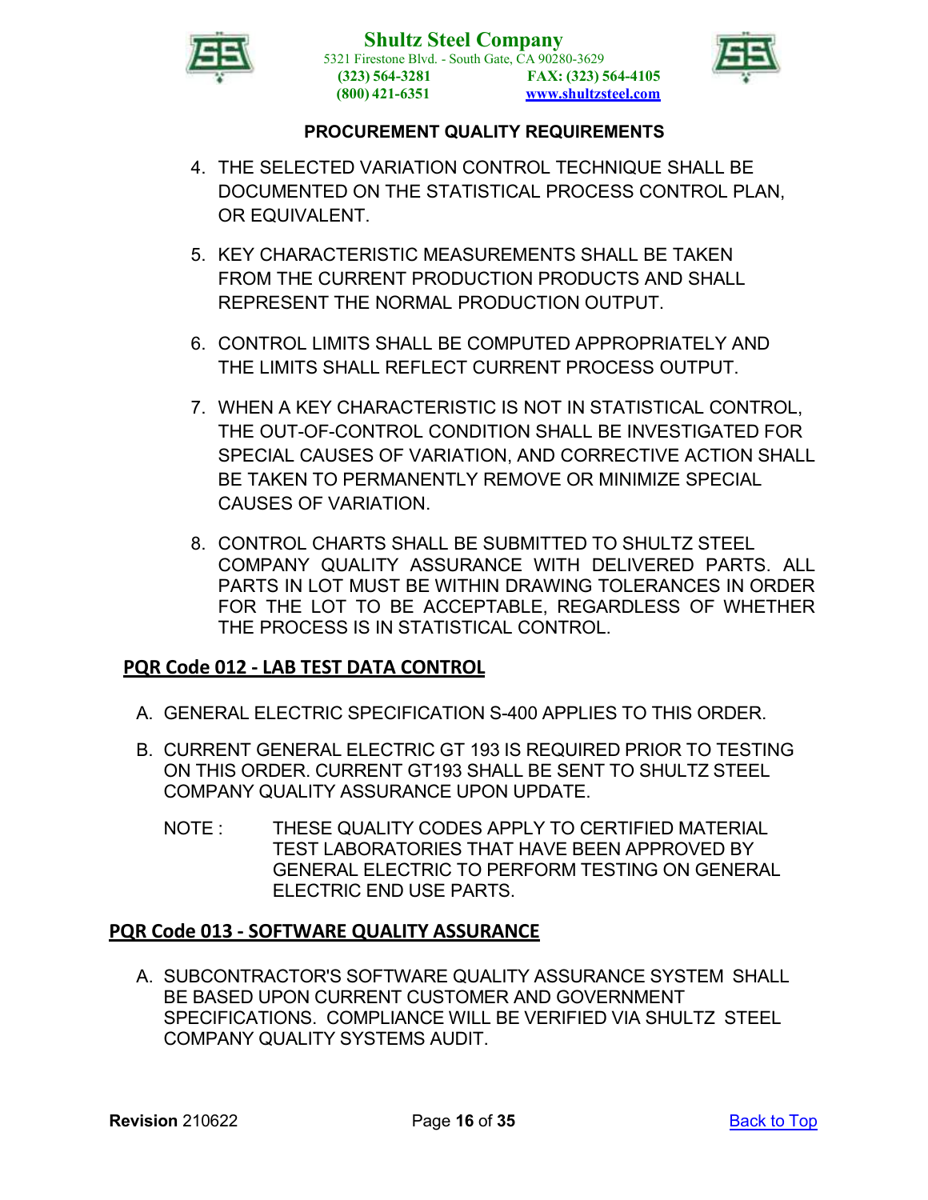4. THE SELECTED VARIATION CONTROL TECHNIQUE SHALL BE DOCUMENTED ON THE STATISTICAL PROCESS CONTROL PLAN, OR EQUIVALENT.

5. KEY CHARACTERISTIC MEASUREMENTS SHALL BE TAKEN FROM THE CURRENT PRODUCTION PRODUCTS AND SHALL REPRESENT THE NORMAL PRODUCTION OUTPUT.

6. CONTROL LIMITS SHALL BE COMPUTED APPROPRIATELY AND THE LIMITS SHALL REFLECT CURRENT PROCESS OUTPUT.

7. WHEN A KEY CHARACTERISTIC IS NOT IN STATISTICAL CONTROL, THE OUT-OF-CONTROL CONDITION SHALL BE INVESTIGATED FOR SPECIAL CAUSES OF VARIATION, AND CORRECTIVE ACTION SHALL BE TAKEN TO PERMANENTLY REMOVE OR MINIMIZE SPECIAL CAUSES OF VARIATION.

8. CONTROL CHARTS SHALL BE SUBMITTED TO SHULTZ STEEL COMPANY QUALITY ASSURANCE WITH DELIVERED PARTS. ALL PARTS IN LOT MUST BE WITHIN DRAWING TOLERANCES IN ORDER FOR THE LOT TO BE ACCEPTABLE, REGARDLESS OF WHETHER THE PROCESS IS IN STATISTICAL CONTROL.

## PQR Code 012 - LAB TEST DATA CONTROL

A. GENERAL ELECTRIC SPECIFICATION S-400 APPLIES TO THIS ORDER.

B. CURRENT GENERAL ELECTRIC GT 193 IS REQUIRED PRIOR TO TESTING ON THIS ORDER. CURRENT GT193 SHALL BE SENT TO SHULTZ STEEL COMPANY QUALITY ASSURANCE UPON UPDATE.

NOTE : THESE QUALITY CODES APPLY TO CERTIFIED MATERIAL TEST LABORATORIES THAT HAVE BEEN APPROVED BY GENERAL ELECTRIC TO PERFORM TESTING ON GENERAL ELECTRIC END USE PARTS.

## PQR Code 013 - SOFTWARE QUALITY ASSURANCE

A. SUBCONTRACTOR'S SOFTWARE QUALITY ASSURANCE SYSTEM SHALL BE BASED UPON CURRENT CUSTOMER AND GOVERNMENT SPECIFICATIONS. COMPLIANCE WILL BE VERIFIED VIA SHULTZ STEEL COMPANY QUALITY SYSTEMS AUDIT.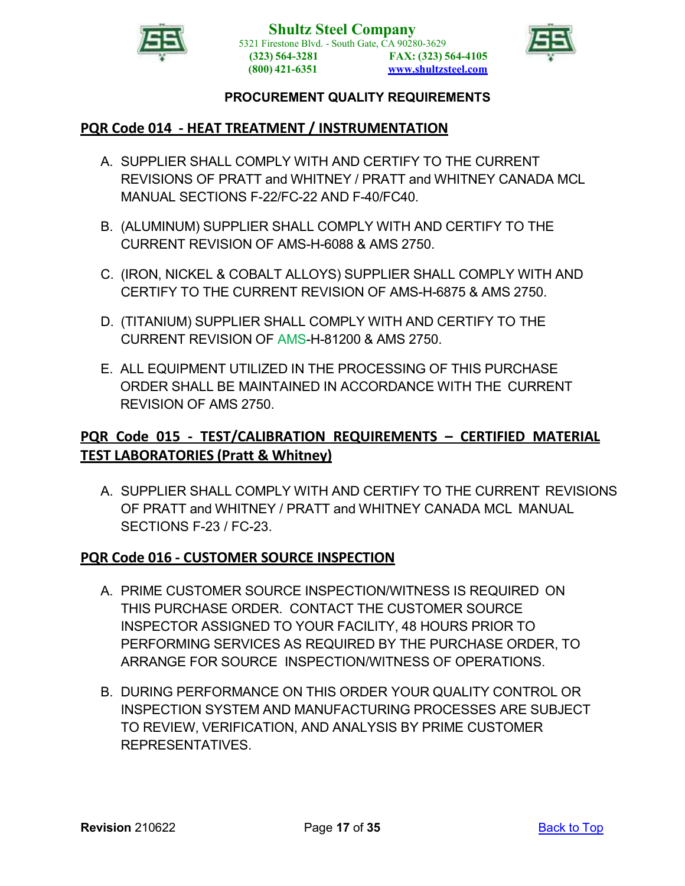**Shultz Steel Company**
5321 Firestone Blvd. - South Gate, CA 90280-3629
(323) 564-3281 FAX: (323) 564-4105
(800) 421-6351 www.shultzsteel.com

**PROCUREMENT QUALITY REQUIREMENTS**

## PQR Code 014 - HEAT TREATMENT / INSTRUMENTATION

A. SUPPLIER SHALL COMPLY WITH AND CERTIFY TO THE CURRENT REVISIONS OF PRATT and WHITNEY / PRATT and WHITNEY CANADA MCL MANUAL SECTIONS F-22/FC-22 AND F-40/FC40.

B. (ALUMINUM) SUPPLIER SHALL COMPLY WITH AND CERTIFY TO THE CURRENT REVISION OF AMS-H-6088 & AMS 2750.

C. (IRON, NICKEL & COBALT ALLOYS) SUPPLIER SHALL COMPLY WITH AND CERTIFY TO THE CURRENT REVISION OF AMS-H-6875 & AMS 2750.

D. (TITANIUM) SUPPLIER SHALL COMPLY WITH AND CERTIFY TO THE CURRENT REVISION OF AMS-H-81200 & AMS 2750.

E. ALL EQUIPMENT UTILIZED IN THE PROCESSING OF THIS PURCHASE ORDER SHALL BE MAINTAINED IN ACCORDANCE WITH THE CURRENT REVISION OF AMS 2750.

## PQR Code 015 - TEST/CALIBRATION REQUIREMENTS – CERTIFIED MATERIAL TEST LABORATORIES (Pratt & Whitney)

A. SUPPLIER SHALL COMPLY WITH AND CERTIFY TO THE CURRENT REVISIONS OF PRATT and WHITNEY / PRATT and WHITNEY CANADA MCL MANUAL SECTIONS F-23 / FC-23.

## PQR Code 016 - CUSTOMER SOURCE INSPECTION

A. PRIME CUSTOMER SOURCE INSPECTION/WITNESS IS REQUIRED ON THIS PURCHASE ORDER. CONTACT THE CUSTOMER SOURCE INSPECTOR ASSIGNED TO YOUR FACILITY, 48 HOURS PRIOR TO PERFORMING SERVICES AS REQUIRED BY THE PURCHASE ORDER, TO ARRANGE FOR SOURCE INSPECTION/WITNESS OF OPERATIONS.

B. DURING PERFORMANCE ON THIS ORDER YOUR QUALITY CONTROL OR INSPECTION SYSTEM AND MANUFACTURING PROCESSES ARE SUBJECT TO REVIEW, VERIFICATION, AND ANALYSIS BY PRIME CUSTOMER REPRESENTATIVES.

**Revision** 210622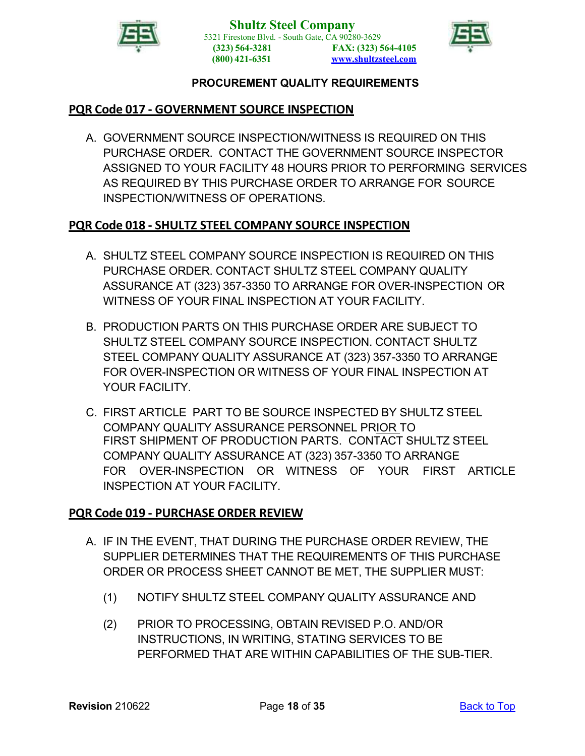## PQR Code 017 - GOVERNMENT SOURCE INSPECTION

A. GOVERNMENT SOURCE INSPECTION/WITNESS IS REQUIRED ON THIS PURCHASE ORDER. CONTACT THE GOVERNMENT SOURCE INSPECTOR ASSIGNED TO YOUR FACILITY 48 HOURS PRIOR TO PERFORMING SERVICES AS REQUIRED BY THIS PURCHASE ORDER TO ARRANGE FOR SOURCE INSPECTION/WITNESS OF OPERATIONS.

## PQR Code 018 - SHULTZ STEEL COMPANY SOURCE INSPECTION

A. SHULTZ STEEL COMPANY SOURCE INSPECTION IS REQUIRED ON THIS PURCHASE ORDER. CONTACT SHULTZ STEEL COMPANY QUALITY ASSURANCE AT (323) 357-3350 TO ARRANGE FOR OVER-INSPECTION OR WITNESS OF YOUR FINAL INSPECTION AT YOUR FACILITY.

B. PRODUCTION PARTS ON THIS PURCHASE ORDER ARE SUBJECT TO SHULTZ STEEL COMPANY SOURCE INSPECTION. CONTACT SHULTZ STEEL COMPANY QUALITY ASSURANCE AT (323) 357-3350 TO ARRANGE FOR OVER-INSPECTION OR WITNESS OF YOUR FINAL INSPECTION AT YOUR FACILITY.

C. FIRST ARTICLE PART TO BE SOURCE INSPECTED BY SHULTZ STEEL COMPANY QUALITY ASSURANCE PERSONNEL PRIOR TO FIRST SHIPMENT OF PRODUCTION PARTS. CONTACT SHULTZ STEEL COMPANY QUALITY ASSURANCE AT (323) 357-3350 TO ARRANGE FOR OVER-INSPECTION OR WITNESS OF YOUR FIRST ARTICLE INSPECTION AT YOUR FACILITY.

## PQR Code 019 - PURCHASE ORDER REVIEW

A. IF IN THE EVENT, THAT DURING THE PURCHASE ORDER REVIEW, THE SUPPLIER DETERMINES THAT THE REQUIREMENTS OF THIS PURCHASE ORDER OR PROCESS SHEET CANNOT BE MET, THE SUPPLIER MUST:

   (1) NOTIFY SHULTZ STEEL COMPANY QUALITY ASSURANCE AND

   (2) PRIOR TO PROCESSING, OBTAIN REVISED P.O. AND/OR INSTRUCTIONS, IN WRITING, STATING SERVICES TO BE PERFORMED THAT ARE WITHIN CAPABILITIES OF THE SUB-TIER.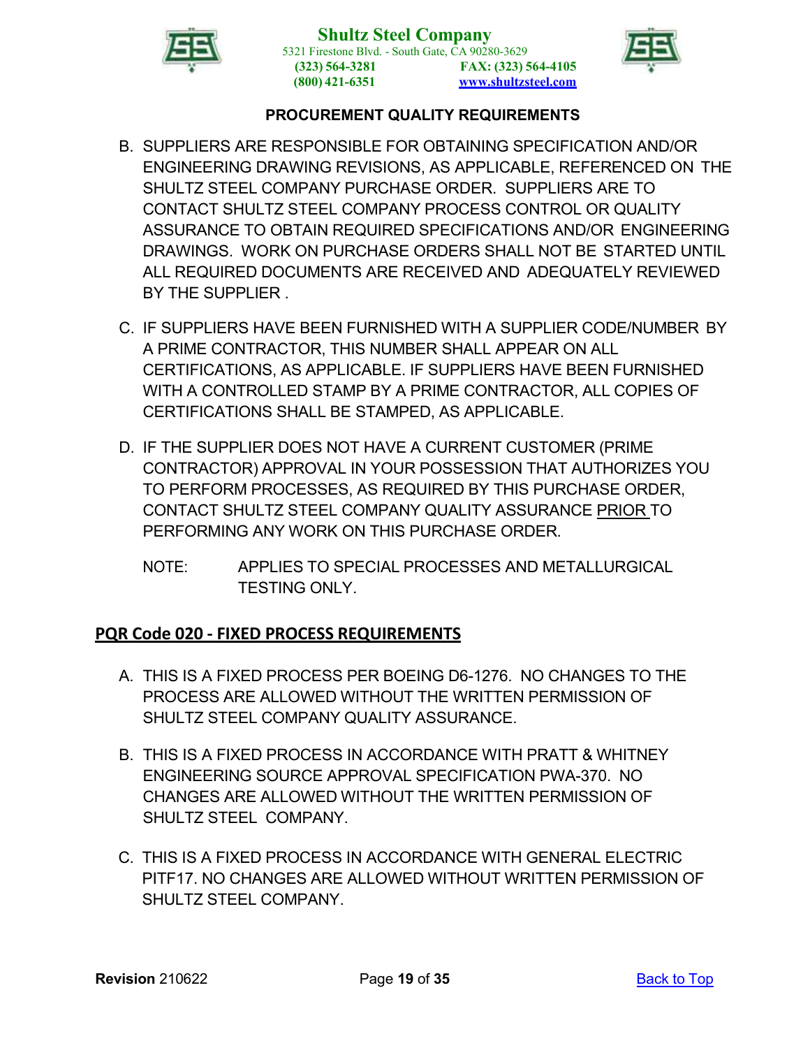B. SUPPLIERS ARE RESPONSIBLE FOR OBTAINING SPECIFICATION AND/OR ENGINEERING DRAWING REVISIONS, AS APPLICABLE, REFERENCED ON THE SHULTZ STEEL COMPANY PURCHASE ORDER. SUPPLIERS ARE TO CONTACT SHULTZ STEEL COMPANY PROCESS CONTROL OR QUALITY ASSURANCE TO OBTAIN REQUIRED SPECIFICATIONS AND/OR ENGINEERING DRAWINGS. WORK ON PURCHASE ORDERS SHALL NOT BE STARTED UNTIL ALL REQUIRED DOCUMENTS ARE RECEIVED AND ADEQUATELY REVIEWED BY THE SUPPLIER .

C. IF SUPPLIERS HAVE BEEN FURNISHED WITH A SUPPLIER CODE/NUMBER BY A PRIME CONTRACTOR, THIS NUMBER SHALL APPEAR ON ALL CERTIFICATIONS, AS APPLICABLE. IF SUPPLIERS HAVE BEEN FURNISHED WITH A CONTROLLED STAMP BY A PRIME CONTRACTOR, ALL COPIES OF CERTIFICATIONS SHALL BE STAMPED, AS APPLICABLE.

D. IF THE SUPPLIER DOES NOT HAVE A CURRENT CUSTOMER (PRIME CONTRACTOR) APPROVAL IN YOUR POSSESSION THAT AUTHORIZES YOU TO PERFORM PROCESSES, AS REQUIRED BY THIS PURCHASE ORDER, CONTACT SHULTZ STEEL COMPANY QUALITY ASSURANCE PRIOR TO PERFORMING ANY WORK ON THIS PURCHASE ORDER.

   NOTE: APPLIES TO SPECIAL PROCESSES AND METALLURGICAL TESTING ONLY.

## PQR Code 020 - FIXED PROCESS REQUIREMENTS

A. THIS IS A FIXED PROCESS PER BOEING D6-1276. NO CHANGES TO THE PROCESS ARE ALLOWED WITHOUT THE WRITTEN PERMISSION OF SHULTZ STEEL COMPANY QUALITY ASSURANCE.

B. THIS IS A FIXED PROCESS IN ACCORDANCE WITH PRATT & WHITNEY ENGINEERING SOURCE APPROVAL SPECIFICATION PWA-370. NO CHANGES ARE ALLOWED WITHOUT THE WRITTEN PERMISSION OF SHULTZ STEEL COMPANY.

C. THIS IS A FIXED PROCESS IN ACCORDANCE WITH GENERAL ELECTRIC PITF17. NO CHANGES ARE ALLOWED WITHOUT WRITTEN PERMISSION OF SHULTZ STEEL COMPANY.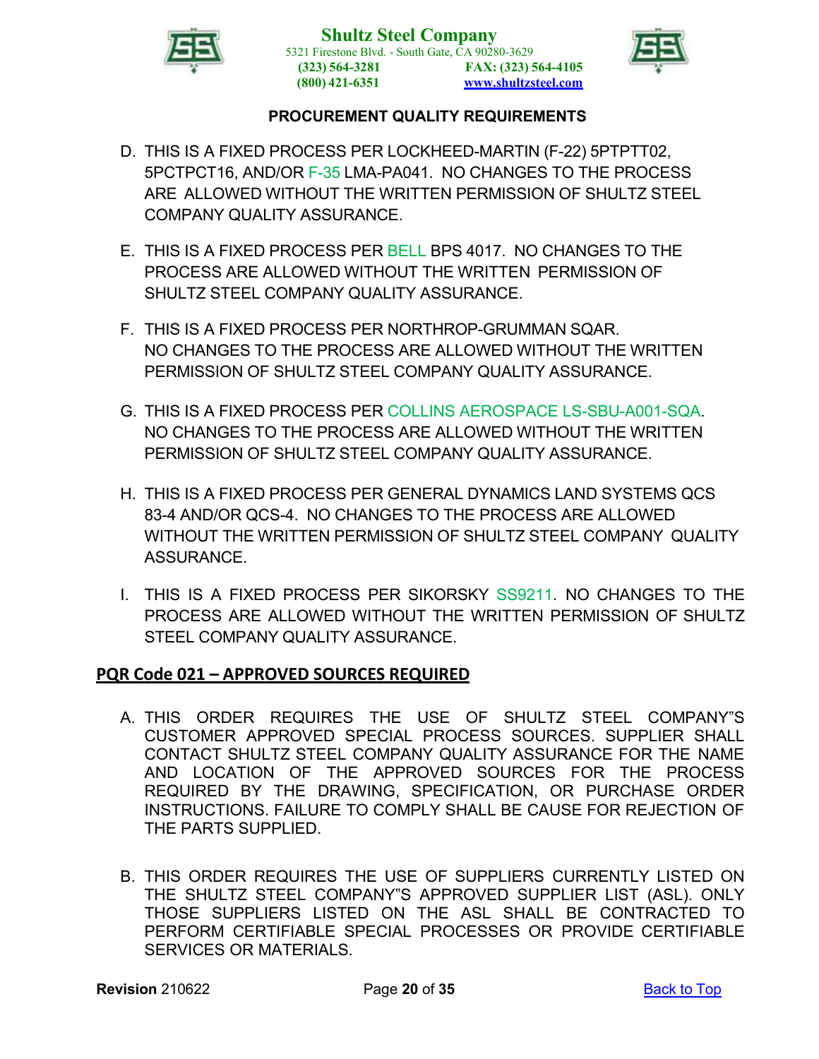D. THIS IS A FIXED PROCESS PER LOCKHEED-MARTIN (F-22) 5PTPTT02, 5PCTPCT16, AND/OR F-35 LMA-PA041. NO CHANGES TO THE PROCESS ARE ALLOWED WITHOUT THE WRITTEN PERMISSION OF SHULTZ STEEL COMPANY QUALITY ASSURANCE.

E. THIS IS A FIXED PROCESS PER BELL BPS 4017. NO CHANGES TO THE PROCESS ARE ALLOWED WITHOUT THE WRITTEN PERMISSION OF SHULTZ STEEL COMPANY QUALITY ASSURANCE.

F. THIS IS A FIXED PROCESS PER NORTHROP-GRUMMAN SQAR. NO CHANGES TO THE PROCESS ARE ALLOWED WITHOUT THE WRITTEN PERMISSION OF SHULTZ STEEL COMPANY QUALITY ASSURANCE.

G. THIS IS A FIXED PROCESS PER COLLINS AEROSPACE LS-SBU-A001-SQA. NO CHANGES TO THE PROCESS ARE ALLOWED WITHOUT THE WRITTEN PERMISSION OF SHULTZ STEEL COMPANY QUALITY ASSURANCE.

H. THIS IS A FIXED PROCESS PER GENERAL DYNAMICS LAND SYSTEMS QCS 83-4 AND/OR QCS-4. NO CHANGES TO THE PROCESS ARE ALLOWED WITHOUT THE WRITTEN PERMISSION OF SHULTZ STEEL COMPANY QUALITY ASSURANCE.

I. THIS IS A FIXED PROCESS PER SIKORSKY SS9211. NO CHANGES TO THE PROCESS ARE ALLOWED WITHOUT THE WRITTEN PERMISSION OF SHULTZ STEEL COMPANY QUALITY ASSURANCE.

## PQR Code 021 – APPROVED SOURCES REQUIRED

A. THIS ORDER REQUIRES THE USE OF SHULTZ STEEL COMPANY"S CUSTOMER APPROVED SPECIAL PROCESS SOURCES. SUPPLIER SHALL CONTACT SHULTZ STEEL COMPANY QUALITY ASSURANCE FOR THE NAME AND LOCATION OF THE APPROVED SOURCES FOR THE PROCESS REQUIRED BY THE DRAWING, SPECIFICATION, OR PURCHASE ORDER INSTRUCTIONS. FAILURE TO COMPLY SHALL BE CAUSE FOR REJECTION OF THE PARTS SUPPLIED.

B. THIS ORDER REQUIRES THE USE OF SUPPLIERS CURRENTLY LISTED ON THE SHULTZ STEEL COMPANY"S APPROVED SUPPLIER LIST (ASL). ONLY THOSE SUPPLIERS LISTED ON THE ASL SHALL BE CONTRACTED TO PERFORM CERTIFIABLE SPECIAL PROCESSES OR PROVIDE CERTIFIABLE SERVICES OR MATERIALS.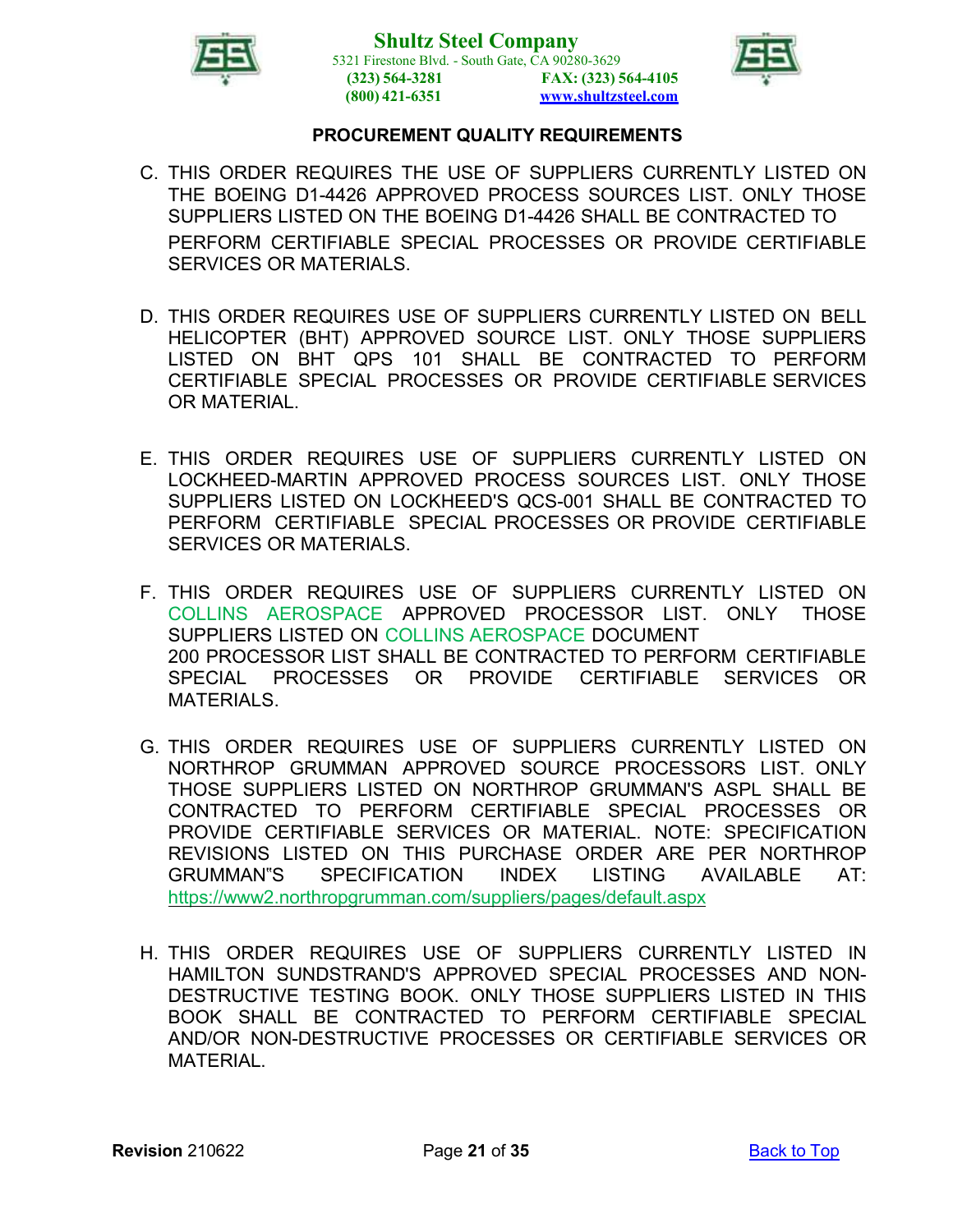## PROCUREMENT QUALITY REQUIREMENTS

C. THIS ORDER REQUIRES THE USE OF SUPPLIERS CURRENTLY LISTED ON THE BOEING D1-4426 APPROVED PROCESS SOURCES LIST. ONLY THOSE SUPPLIERS LISTED ON THE BOEING D1-4426 SHALL BE CONTRACTED TO PERFORM CERTIFIABLE SPECIAL PROCESSES OR PROVIDE CERTIFIABLE SERVICES OR MATERIALS.

D. THIS ORDER REQUIRES USE OF SUPPLIERS CURRENTLY LISTED ON BELL HELICOPTER (BHT) APPROVED SOURCE LIST. ONLY THOSE SUPPLIERS LISTED ON BHT QPS 101 SHALL BE CONTRACTED TO PERFORM CERTIFIABLE SPECIAL PROCESSES OR PROVIDE CERTIFIABLE SERVICES OR MATERIAL.

E. THIS ORDER REQUIRES USE OF SUPPLIERS CURRENTLY LISTED ON LOCKHEED-MARTIN APPROVED PROCESS SOURCES LIST. ONLY THOSE SUPPLIERS LISTED ON LOCKHEED'S QCS-001 SHALL BE CONTRACTED TO PERFORM CERTIFIABLE SPECIAL PROCESSES OR PROVIDE CERTIFIABLE SERVICES OR MATERIALS.

F. THIS ORDER REQUIRES USE OF SUPPLIERS CURRENTLY LISTED ON COLLINS AEROSPACE APPROVED PROCESSOR LIST. ONLY THOSE SUPPLIERS LISTED ON COLLINS AEROSPACE DOCUMENT 200 PROCESSOR LIST SHALL BE CONTRACTED TO PERFORM CERTIFIABLE SPECIAL PROCESSES OR PROVIDE CERTIFIABLE SERVICES OR MATERIALS.

G. THIS ORDER REQUIRES USE OF SUPPLIERS CURRENTLY LISTED ON NORTHROP GRUMMAN APPROVED SOURCE PROCESSORS LIST. ONLY THOSE SUPPLIERS LISTED ON NORTHROP GRUMMAN'S ASPL SHALL BE CONTRACTED TO PERFORM CERTIFIABLE SPECIAL PROCESSES OR PROVIDE CERTIFIABLE SERVICES OR MATERIAL. NOTE: SPECIFICATION REVISIONS LISTED ON THIS PURCHASE ORDER ARE PER NORTHROP GRUMMAN"S SPECIFICATION INDEX LISTING AVAILABLE AT: https://www2.northropgrumman.com/suppliers/pages/default.aspx

H. THIS ORDER REQUIRES USE OF SUPPLIERS CURRENTLY LISTED IN HAMILTON SUNDSTRAND'S APPROVED SPECIAL PROCESSES AND NON-DESTRUCTIVE TESTING BOOK. ONLY THOSE SUPPLIERS LISTED IN THIS BOOK SHALL BE CONTRACTED TO PERFORM CERTIFIABLE SPECIAL AND/OR NON-DESTRUCTIVE PROCESSES OR CERTIFIABLE SERVICES OR MATERIAL.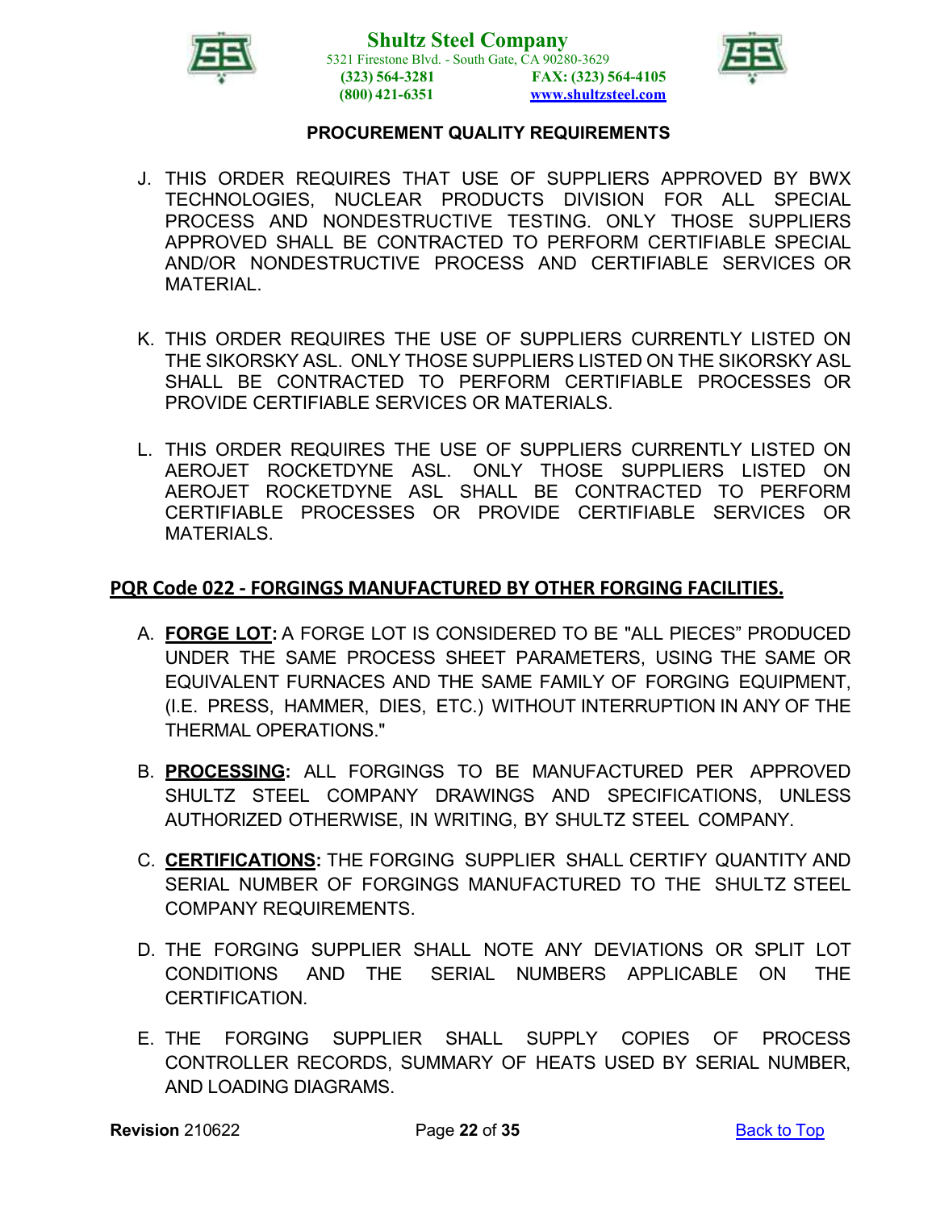**PROCUREMENT QUALITY REQUIREMENTS**

J. THIS ORDER REQUIRES THAT USE OF SUPPLIERS APPROVED BY BWX TECHNOLOGIES, NUCLEAR PRODUCTS DIVISION FOR ALL SPECIAL PROCESS AND NONDESTRUCTIVE TESTING. ONLY THOSE SUPPLIERS APPROVED SHALL BE CONTRACTED TO PERFORM CERTIFIABLE SPECIAL AND/OR NONDESTRUCTIVE PROCESS AND CERTIFIABLE SERVICES OR MATERIAL.

K. THIS ORDER REQUIRES THE USE OF SUPPLIERS CURRENTLY LISTED ON THE SIKORSKY ASL. ONLY THOSE SUPPLIERS LISTED ON THE SIKORSKY ASL SHALL BE CONTRACTED TO PERFORM CERTIFIABLE PROCESSES OR PROVIDE CERTIFIABLE SERVICES OR MATERIALS.

L. THIS ORDER REQUIRES THE USE OF SUPPLIERS CURRENTLY LISTED ON AEROJET ROCKETDYNE ASL. ONLY THOSE SUPPLIERS LISTED ON AEROJET ROCKETDYNE ASL SHALL BE CONTRACTED TO PERFORM CERTIFIABLE PROCESSES OR PROVIDE CERTIFIABLE SERVICES OR MATERIALS.

## PQR Code 022 - FORGINGS MANUFACTURED BY OTHER FORGING FACILITIES.

A. **FORGE LOT:** A FORGE LOT IS CONSIDERED TO BE "ALL PIECES" PRODUCED UNDER THE SAME PROCESS SHEET PARAMETERS, USING THE SAME OR EQUIVALENT FURNACES AND THE SAME FAMILY OF FORGING EQUIPMENT, (I.E. PRESS, HAMMER, DIES, ETC.) WITHOUT INTERRUPTION IN ANY OF THE THERMAL OPERATIONS."

B. **PROCESSING:** ALL FORGINGS TO BE MANUFACTURED PER APPROVED SHULTZ STEEL COMPANY DRAWINGS AND SPECIFICATIONS, UNLESS AUTHORIZED OTHERWISE, IN WRITING, BY SHULTZ STEEL COMPANY.

C. **CERTIFICATIONS:** THE FORGING SUPPLIER SHALL CERTIFY QUANTITY AND SERIAL NUMBER OF FORGINGS MANUFACTURED TO THE SHULTZ STEEL COMPANY REQUIREMENTS.

D. THE FORGING SUPPLIER SHALL NOTE ANY DEVIATIONS OR SPLIT LOT CONDITIONS AND THE SERIAL NUMBERS APPLICABLE ON THE CERTIFICATION.

E. THE FORGING SUPPLIER SHALL SUPPLY COPIES OF PROCESS CONTROLLER RECORDS, SUMMARY OF HEATS USED BY SERIAL NUMBER, AND LOADING DIAGRAMS.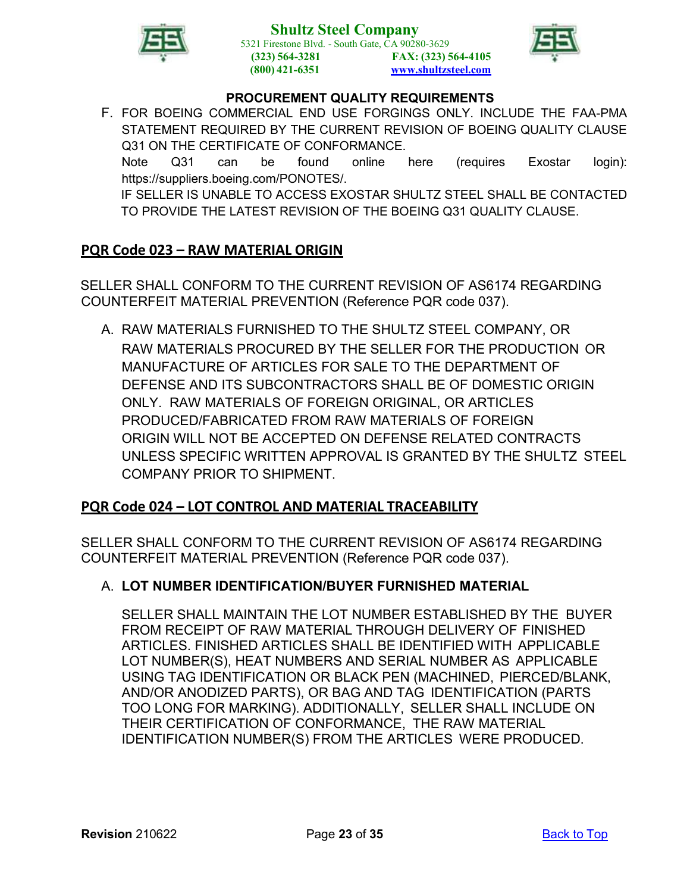F. FOR BOEING COMMERCIAL END USE FORGINGS ONLY. INCLUDE THE FAA-PMA STATEMENT REQUIRED BY THE CURRENT REVISION OF BOEING QUALITY CLAUSE Q31 ON THE CERTIFICATE OF CONFORMANCE.

Note Q31 can be found online here (requires Exostar login): https://suppliers.boeing.com/PONOTES/.

IF SELLER IS UNABLE TO ACCESS EXOSTAR SHULTZ STEEL SHALL BE CONTACTED TO PROVIDE THE LATEST REVISION OF THE BOEING Q31 QUALITY CLAUSE.

## PQR Code 023 – RAW MATERIAL ORIGIN

SELLER SHALL CONFORM TO THE CURRENT REVISION OF AS6174 REGARDING COUNTERFEIT MATERIAL PREVENTION (Reference PQR code 037).

A. RAW MATERIALS FURNISHED TO THE SHULTZ STEEL COMPANY, OR RAW MATERIALS PROCURED BY THE SELLER FOR THE PRODUCTION OR MANUFACTURE OF ARTICLES FOR SALE TO THE DEPARTMENT OF DEFENSE AND ITS SUBCONTRACTORS SHALL BE OF DOMESTIC ORIGIN ONLY. RAW MATERIALS OF FOREIGN ORIGINAL, OR ARTICLES PRODUCED/FABRICATED FROM RAW MATERIALS OF FOREIGN ORIGIN WILL NOT BE ACCEPTED ON DEFENSE RELATED CONTRACTS UNLESS SPECIFIC WRITTEN APPROVAL IS GRANTED BY THE SHULTZ STEEL COMPANY PRIOR TO SHIPMENT.

## PQR Code 024 – LOT CONTROL AND MATERIAL TRACEABILITY

SELLER SHALL CONFORM TO THE CURRENT REVISION OF AS6174 REGARDING COUNTERFEIT MATERIAL PREVENTION (Reference PQR code 037).

A. **LOT NUMBER IDENTIFICATION/BUYER FURNISHED MATERIAL**

SELLER SHALL MAINTAIN THE LOT NUMBER ESTABLISHED BY THE BUYER FROM RECEIPT OF RAW MATERIAL THROUGH DELIVERY OF FINISHED ARTICLES. FINISHED ARTICLES SHALL BE IDENTIFIED WITH APPLICABLE LOT NUMBER(S), HEAT NUMBERS AND SERIAL NUMBER AS APPLICABLE USING TAG IDENTIFICATION OR BLACK PEN (MACHINED, PIERCED/BLANK, AND/OR ANODIZED PARTS), OR BAG AND TAG IDENTIFICATION (PARTS TOO LONG FOR MARKING). ADDITIONALLY, SELLER SHALL INCLUDE ON THEIR CERTIFICATION OF CONFORMANCE, THE RAW MATERIAL IDENTIFICATION NUMBER(S) FROM THE ARTICLES WERE PRODUCED.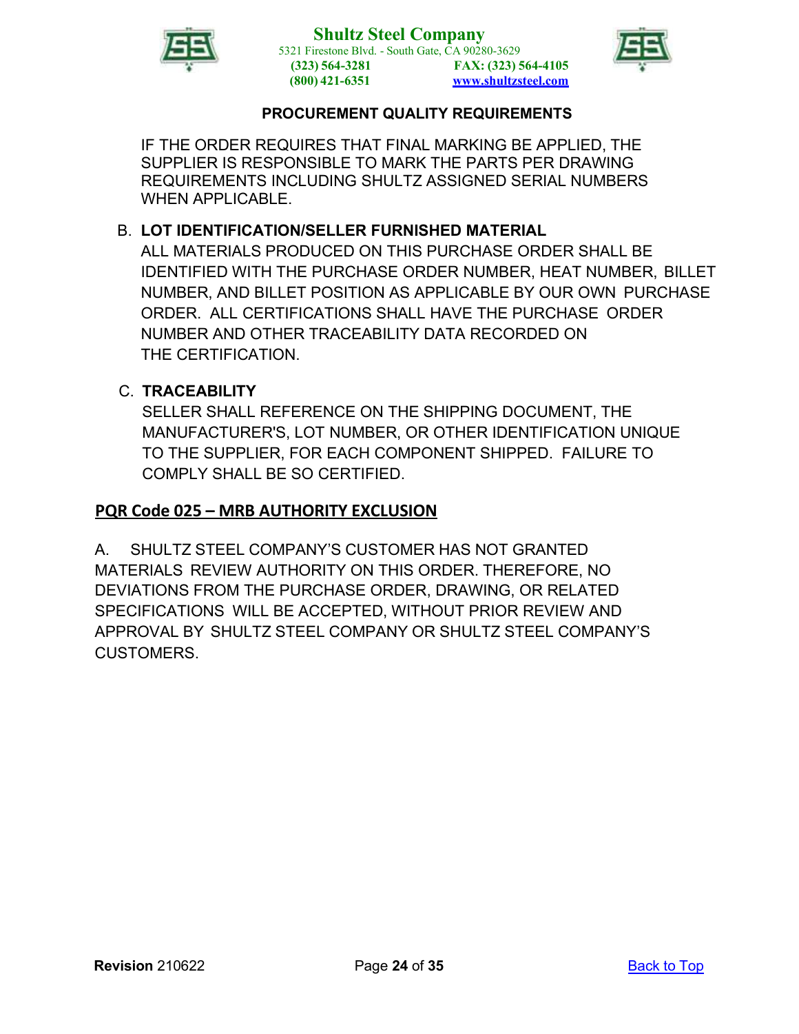IF THE ORDER REQUIRES THAT FINAL MARKING BE APPLIED, THE SUPPLIER IS RESPONSIBLE TO MARK THE PARTS PER DRAWING REQUIREMENTS INCLUDING SHULTZ ASSIGNED SERIAL NUMBERS WHEN APPLICABLE.

B. **LOT IDENTIFICATION/SELLER FURNISHED MATERIAL**
ALL MATERIALS PRODUCED ON THIS PURCHASE ORDER SHALL BE IDENTIFIED WITH THE PURCHASE ORDER NUMBER, HEAT NUMBER, BILLET NUMBER, AND BILLET POSITION AS APPLICABLE BY OUR OWN PURCHASE ORDER. ALL CERTIFICATIONS SHALL HAVE THE PURCHASE ORDER NUMBER AND OTHER TRACEABILITY DATA RECORDED ON THE CERTIFICATION.

C. **TRACEABILITY**
SELLER SHALL REFERENCE ON THE SHIPPING DOCUMENT, THE MANUFACTURER'S, LOT NUMBER, OR OTHER IDENTIFICATION UNIQUE TO THE SUPPLIER, FOR EACH COMPONENT SHIPPED. FAILURE TO COMPLY SHALL BE SO CERTIFIED.

## PQR Code 025 – MRB AUTHORITY EXCLUSION

A. SHULTZ STEEL COMPANY'S CUSTOMER HAS NOT GRANTED MATERIALS REVIEW AUTHORITY ON THIS ORDER. THEREFORE, NO DEVIATIONS FROM THE PURCHASE ORDER, DRAWING, OR RELATED SPECIFICATIONS WILL BE ACCEPTED, WITHOUT PRIOR REVIEW AND APPROVAL BY SHULTZ STEEL COMPANY OR SHULTZ STEEL COMPANY'S CUSTOMERS.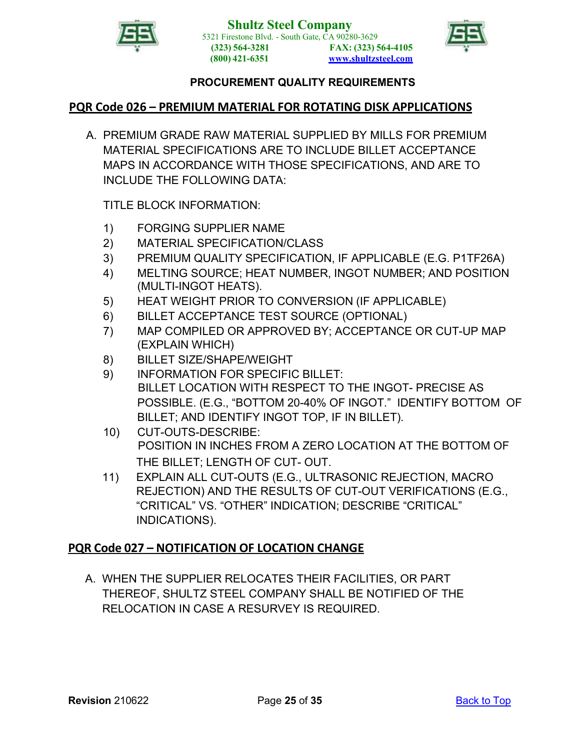**Shultz Steel Company**
5321 Firestone Blvd. - South Gate, CA 90280-3629
(323) 564-3281 FAX: (323) 564-4105
(800) 421-6351 www.shultzsteel.com

**PROCUREMENT QUALITY REQUIREMENTS**

## PQR Code 026 – PREMIUM MATERIAL FOR ROTATING DISK APPLICATIONS

A. PREMIUM GRADE RAW MATERIAL SUPPLIED BY MILLS FOR PREMIUM MATERIAL SPECIFICATIONS ARE TO INCLUDE BILLET ACCEPTANCE MAPS IN ACCORDANCE WITH THOSE SPECIFICATIONS, AND ARE TO INCLUDE THE FOLLOWING DATA:

TITLE BLOCK INFORMATION:

1) FORGING SUPPLIER NAME
2) MATERIAL SPECIFICATION/CLASS
3) PREMIUM QUALITY SPECIFICATION, IF APPLICABLE (E.G. P1TF26A)
4) MELTING SOURCE; HEAT NUMBER, INGOT NUMBER; AND POSITION (MULTI-INGOT HEATS).
5) HEAT WEIGHT PRIOR TO CONVERSION (IF APPLICABLE)
6) BILLET ACCEPTANCE TEST SOURCE (OPTIONAL)
7) MAP COMPILED OR APPROVED BY; ACCEPTANCE OR CUT-UP MAP (EXPLAIN WHICH)
8) BILLET SIZE/SHAPE/WEIGHT
9) INFORMATION FOR SPECIFIC BILLET: BILLET LOCATION WITH RESPECT TO THE INGOT- PRECISE AS POSSIBLE. (E.G., "BOTTOM 20-40% OF INGOT." IDENTIFY BOTTOM OF BILLET; AND IDENTIFY INGOT TOP, IF IN BILLET).
10) CUT-OUTS-DESCRIBE: POSITION IN INCHES FROM A ZERO LOCATION AT THE BOTTOM OF THE BILLET; LENGTH OF CUT- OUT.
11) EXPLAIN ALL CUT-OUTS (E.G., ULTRASONIC REJECTION, MACRO REJECTION) AND THE RESULTS OF CUT-OUT VERIFICATIONS (E.G., "CRITICAL" VS. "OTHER" INDICATION; DESCRIBE "CRITICAL" INDICATIONS).

## PQR Code 027 – NOTIFICATION OF LOCATION CHANGE

A. WHEN THE SUPPLIER RELOCATES THEIR FACILITIES, OR PART THEREOF, SHULTZ STEEL COMPANY SHALL BE NOTIFIED OF THE RELOCATION IN CASE A RESURVEY IS REQUIRED.

**Revision** 210622 Back to Top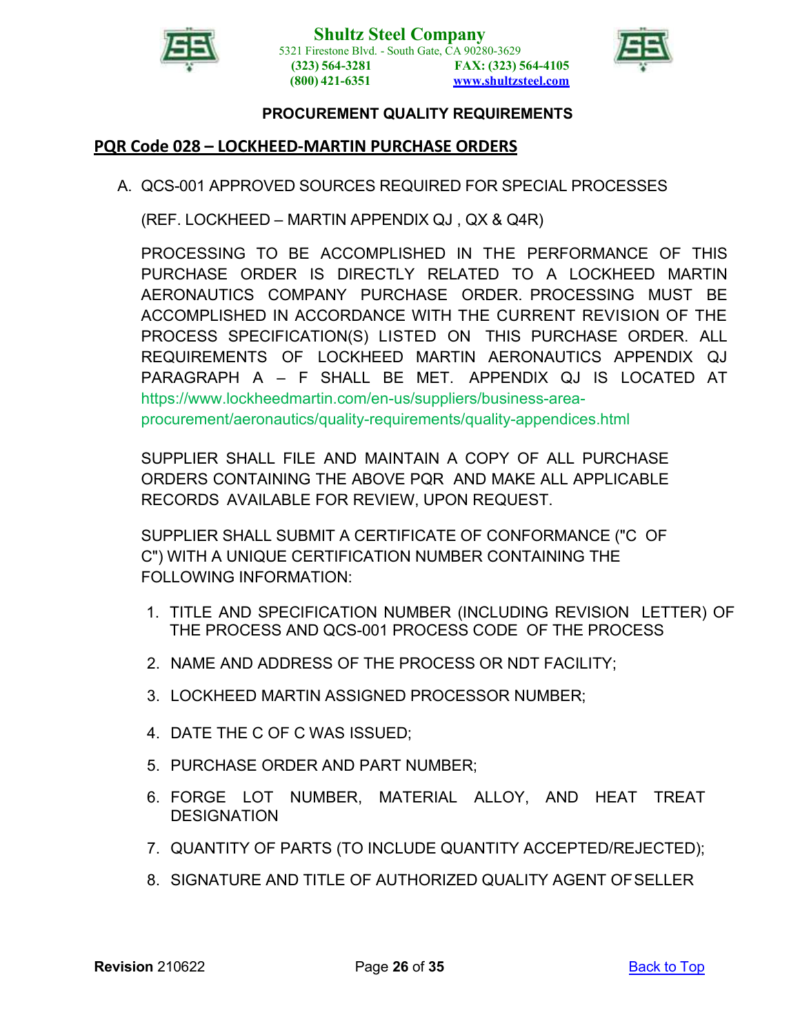**Shultz Steel Company**
5321 Firestone Blvd. - South Gate, CA 90280-3629
(323) 564-3281 FAX: (323) 564-4105
(800) 421-6351 www.shultzsteel.com

**PROCUREMENT QUALITY REQUIREMENTS**

## PQR Code 028 – LOCKHEED-MARTIN PURCHASE ORDERS

A. QCS-001 APPROVED SOURCES REQUIRED FOR SPECIAL PROCESSES

(REF. LOCKHEED – MARTIN APPENDIX QJ , QX & Q4R)

PROCESSING TO BE ACCOMPLISHED IN THE PERFORMANCE OF THIS PURCHASE ORDER IS DIRECTLY RELATED TO A LOCKHEED MARTIN AERONAUTICS COMPANY PURCHASE ORDER. PROCESSING MUST BE ACCOMPLISHED IN ACCORDANCE WITH THE CURRENT REVISION OF THE PROCESS SPECIFICATION(S) LISTED ON THIS PURCHASE ORDER. ALL REQUIREMENTS OF LOCKHEED MARTIN AERONAUTICS APPENDIX QJ PARAGRAPH A – F SHALL BE MET. APPENDIX QJ IS LOCATED AT https://www.lockheedmartin.com/en-us/suppliers/business-area-procurement/aeronautics/quality-requirements/quality-appendices.html

SUPPLIER SHALL FILE AND MAINTAIN A COPY OF ALL PURCHASE ORDERS CONTAINING THE ABOVE PQR AND MAKE ALL APPLICABLE RECORDS AVAILABLE FOR REVIEW, UPON REQUEST.

SUPPLIER SHALL SUBMIT A CERTIFICATE OF CONFORMANCE ("C OF C") WITH A UNIQUE CERTIFICATION NUMBER CONTAINING THE FOLLOWING INFORMATION:

1. TITLE AND SPECIFICATION NUMBER (INCLUDING REVISION LETTER) OF THE PROCESS AND QCS-001 PROCESS CODE OF THE PROCESS
2. NAME AND ADDRESS OF THE PROCESS OR NDT FACILITY;
3. LOCKHEED MARTIN ASSIGNED PROCESSOR NUMBER;
4. DATE THE C OF C WAS ISSUED;
5. PURCHASE ORDER AND PART NUMBER;
6. FORGE LOT NUMBER, MATERIAL ALLOY, AND HEAT TREAT DESIGNATION
7. QUANTITY OF PARTS (TO INCLUDE QUANTITY ACCEPTED/REJECTED);
8. SIGNATURE AND TITLE OF AUTHORIZED QUALITY AGENT OF SELLER

**Revision** 210622 Back to Top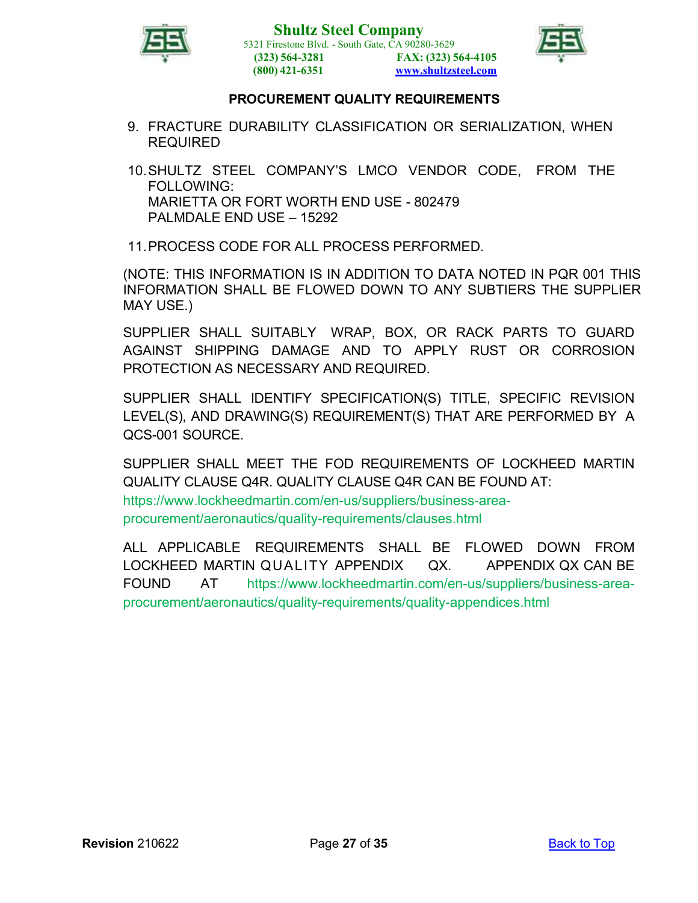### PROCUREMENT QUALITY REQUIREMENTS

9. FRACTURE DURABILITY CLASSIFICATION OR SERIALIZATION, WHEN REQUIRED

10. SHULTZ STEEL COMPANY'S LMCO VENDOR CODE, FROM THE FOLLOWING:
    MARIETTA OR FORT WORTH END USE - 802479
    PALMDALE END USE – 15292

11. PROCESS CODE FOR ALL PROCESS PERFORMED.

(NOTE: THIS INFORMATION IS IN ADDITION TO DATA NOTED IN PQR 001 THIS INFORMATION SHALL BE FLOWED DOWN TO ANY SUBTIERS THE SUPPLIER MAY USE.)

SUPPLIER SHALL SUITABLY WRAP, BOX, OR RACK PARTS TO GUARD AGAINST SHIPPING DAMAGE AND TO APPLY RUST OR CORROSION PROTECTION AS NECESSARY AND REQUIRED.

SUPPLIER SHALL IDENTIFY SPECIFICATION(S) TITLE, SPECIFIC REVISION LEVEL(S), AND DRAWING(S) REQUIREMENT(S) THAT ARE PERFORMED BY A QCS-001 SOURCE.

SUPPLIER SHALL MEET THE FOD REQUIREMENTS OF LOCKHEED MARTIN QUALITY CLAUSE Q4R. QUALITY CLAUSE Q4R CAN BE FOUND AT: https://www.lockheedmartin.com/en-us/suppliers/business-area-procurement/aeronautics/quality-requirements/clauses.html

ALL APPLICABLE REQUIREMENTS SHALL BE FLOWED DOWN FROM LOCKHEED MARTIN QUALITY APPENDIX QX. APPENDIX QX CAN BE FOUND AT https://www.lockheedmartin.com/en-us/suppliers/business-area-procurement/aeronautics/quality-requirements/quality-appendices.html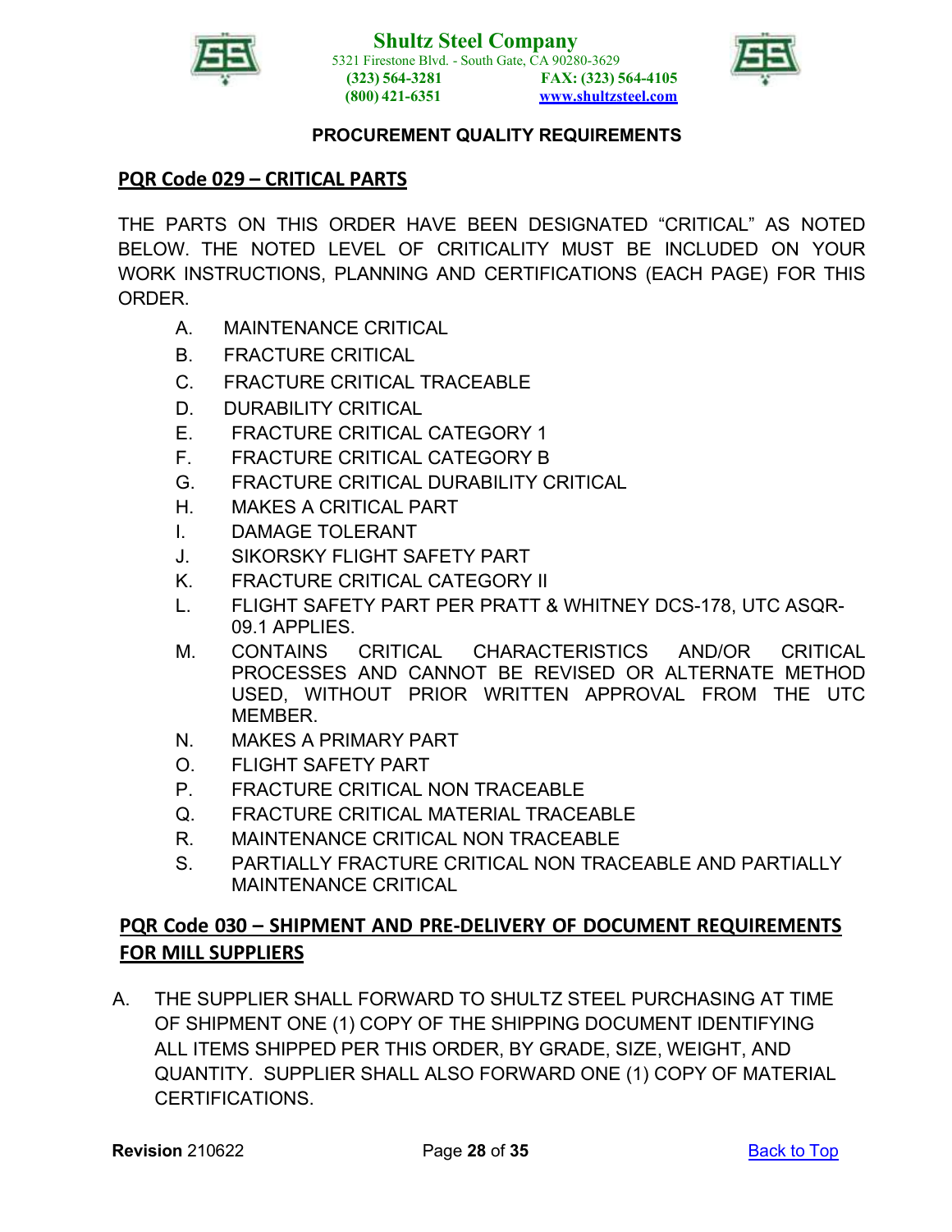## PQR Code 029 – CRITICAL PARTS

THE PARTS ON THIS ORDER HAVE BEEN DESIGNATED "CRITICAL" AS NOTED BELOW. THE NOTED LEVEL OF CRITICALITY MUST BE INCLUDED ON YOUR WORK INSTRUCTIONS, PLANNING AND CERTIFICATIONS (EACH PAGE) FOR THIS ORDER.

A. MAINTENANCE CRITICAL
B. FRACTURE CRITICAL
C. FRACTURE CRITICAL TRACEABLE
D. DURABILITY CRITICAL
E. FRACTURE CRITICAL CATEGORY 1
F. FRACTURE CRITICAL CATEGORY B
G. FRACTURE CRITICAL DURABILITY CRITICAL
H. MAKES A CRITICAL PART
I. DAMAGE TOLERANT
J. SIKORSKY FLIGHT SAFETY PART
K. FRACTURE CRITICAL CATEGORY II
L. FLIGHT SAFETY PART PER PRATT & WHITNEY DCS-178, UTC ASQR-09.1 APPLIES.
M. CONTAINS CRITICAL CHARACTERISTICS AND/OR CRITICAL PROCESSES AND CANNOT BE REVISED OR ALTERNATE METHOD USED, WITHOUT PRIOR WRITTEN APPROVAL FROM THE UTC MEMBER.
N. MAKES A PRIMARY PART
O. FLIGHT SAFETY PART
P. FRACTURE CRITICAL NON TRACEABLE
Q. FRACTURE CRITICAL MATERIAL TRACEABLE
R. MAINTENANCE CRITICAL NON TRACEABLE
S. PARTIALLY FRACTURE CRITICAL NON TRACEABLE AND PARTIALLY MAINTENANCE CRITICAL

## PQR Code 030 – SHIPMENT AND PRE-DELIVERY OF DOCUMENT REQUIREMENTS FOR MILL SUPPLIERS

A. THE SUPPLIER SHALL FORWARD TO SHULTZ STEEL PURCHASING AT TIME OF SHIPMENT ONE (1) COPY OF THE SHIPPING DOCUMENT IDENTIFYING ALL ITEMS SHIPPED PER THIS ORDER, BY GRADE, SIZE, WEIGHT, AND QUANTITY. SUPPLIER SHALL ALSO FORWARD ONE (1) COPY OF MATERIAL CERTIFICATIONS.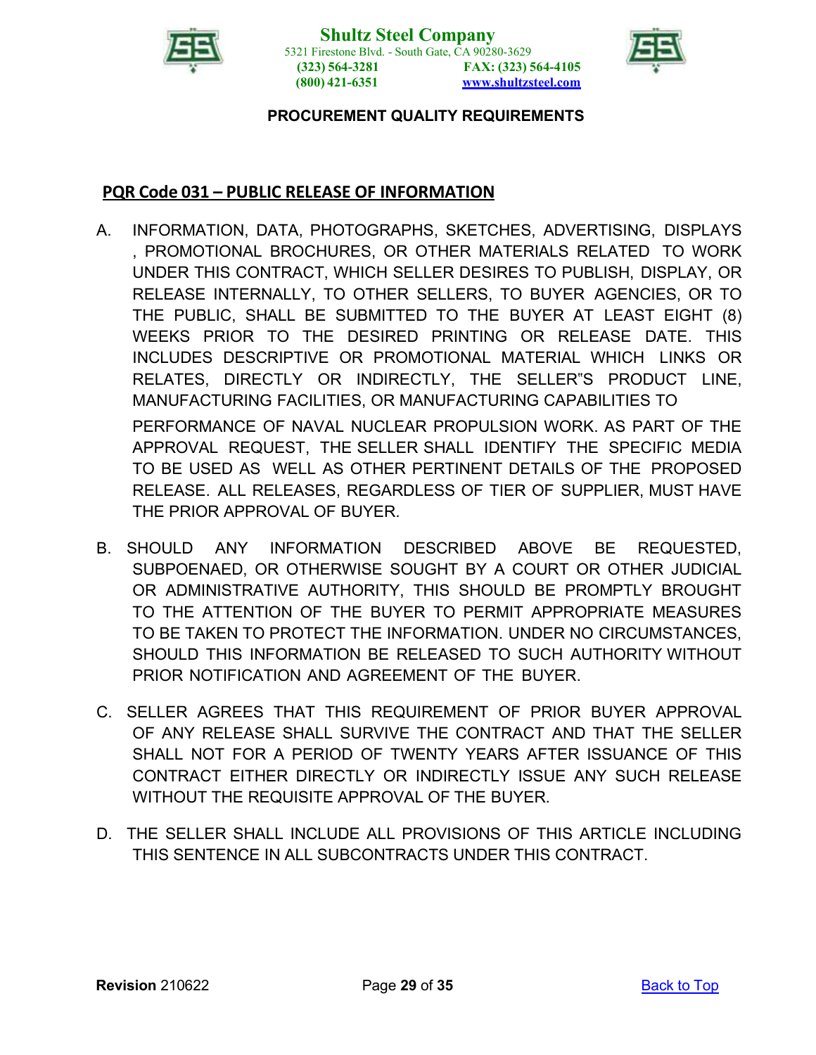## PQR Code 031 – PUBLIC RELEASE OF INFORMATION

A. INFORMATION, DATA, PHOTOGRAPHS, SKETCHES, ADVERTISING, DISPLAYS , PROMOTIONAL BROCHURES, OR OTHER MATERIALS RELATED TO WORK UNDER THIS CONTRACT, WHICH SELLER DESIRES TO PUBLISH, DISPLAY, OR RELEASE INTERNALLY, TO OTHER SELLERS, TO BUYER AGENCIES, OR TO THE PUBLIC, SHALL BE SUBMITTED TO THE BUYER AT LEAST EIGHT (8) WEEKS PRIOR TO THE DESIRED PRINTING OR RELEASE DATE. THIS INCLUDES DESCRIPTIVE OR PROMOTIONAL MATERIAL WHICH LINKS OR RELATES, DIRECTLY OR INDIRECTLY, THE SELLER"S PRODUCT LINE, MANUFACTURING FACILITIES, OR MANUFACTURING CAPABILITIES TO PERFORMANCE OF NAVAL NUCLEAR PROPULSION WORK. AS PART OF THE APPROVAL REQUEST, THE SELLER SHALL IDENTIFY THE SPECIFIC MEDIA TO BE USED AS WELL AS OTHER PERTINENT DETAILS OF THE PROPOSED RELEASE. ALL RELEASES, REGARDLESS OF TIER OF SUPPLIER, MUST HAVE THE PRIOR APPROVAL OF BUYER.

B. SHOULD ANY INFORMATION DESCRIBED ABOVE BE REQUESTED, SUBPOENAED, OR OTHERWISE SOUGHT BY A COURT OR OTHER JUDICIAL OR ADMINISTRATIVE AUTHORITY, THIS SHOULD BE PROMPTLY BROUGHT TO THE ATTENTION OF THE BUYER TO PERMIT APPROPRIATE MEASURES TO BE TAKEN TO PROTECT THE INFORMATION. UNDER NO CIRCUMSTANCES, SHOULD THIS INFORMATION BE RELEASED TO SUCH AUTHORITY WITHOUT PRIOR NOTIFICATION AND AGREEMENT OF THE BUYER.

C. SELLER AGREES THAT THIS REQUIREMENT OF PRIOR BUYER APPROVAL OF ANY RELEASE SHALL SURVIVE THE CONTRACT AND THAT THE SELLER SHALL NOT FOR A PERIOD OF TWENTY YEARS AFTER ISSUANCE OF THIS CONTRACT EITHER DIRECTLY OR INDIRECTLY ISSUE ANY SUCH RELEASE WITHOUT THE REQUISITE APPROVAL OF THE BUYER.

D. THE SELLER SHALL INCLUDE ALL PROVISIONS OF THIS ARTICLE INCLUDING THIS SENTENCE IN ALL SUBCONTRACTS UNDER THIS CONTRACT.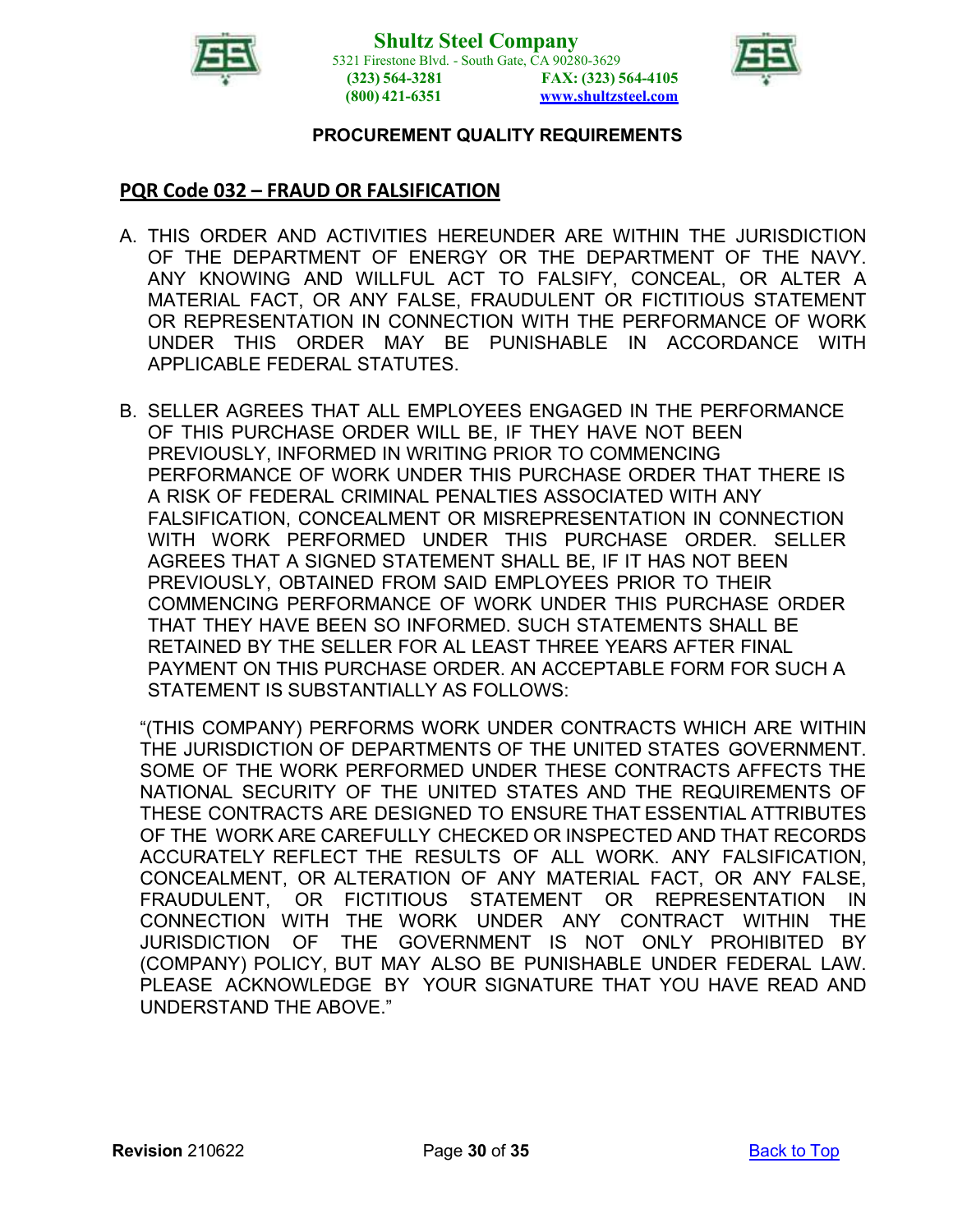**PROCUREMENT QUALITY REQUIREMENTS**

## PQR Code 032 – FRAUD OR FALSIFICATION

A. THIS ORDER AND ACTIVITIES HEREUNDER ARE WITHIN THE JURISDICTION OF THE DEPARTMENT OF ENERGY OR THE DEPARTMENT OF THE NAVY. ANY KNOWING AND WILLFUL ACT TO FALSIFY, CONCEAL, OR ALTER A MATERIAL FACT, OR ANY FALSE, FRAUDULENT OR FICTITIOUS STATEMENT OR REPRESENTATION IN CONNECTION WITH THE PERFORMANCE OF WORK UNDER THIS ORDER MAY BE PUNISHABLE IN ACCORDANCE WITH APPLICABLE FEDERAL STATUTES.

B. SELLER AGREES THAT ALL EMPLOYEES ENGAGED IN THE PERFORMANCE OF THIS PURCHASE ORDER WILL BE, IF THEY HAVE NOT BEEN PREVIOUSLY, INFORMED IN WRITING PRIOR TO COMMENCING PERFORMANCE OF WORK UNDER THIS PURCHASE ORDER THAT THERE IS A RISK OF FEDERAL CRIMINAL PENALTIES ASSOCIATED WITH ANY FALSIFICATION, CONCEALMENT OR MISREPRESENTATION IN CONNECTION WITH WORK PERFORMED UNDER THIS PURCHASE ORDER. SELLER AGREES THAT A SIGNED STATEMENT SHALL BE, IF IT HAS NOT BEEN PREVIOUSLY, OBTAINED FROM SAID EMPLOYEES PRIOR TO THEIR COMMENCING PERFORMANCE OF WORK UNDER THIS PURCHASE ORDER THAT THEY HAVE BEEN SO INFORMED. SUCH STATEMENTS SHALL BE RETAINED BY THE SELLER FOR AL LEAST THREE YEARS AFTER FINAL PAYMENT ON THIS PURCHASE ORDER. AN ACCEPTABLE FORM FOR SUCH A STATEMENT IS SUBSTANTIALLY AS FOLLOWS:

"(THIS COMPANY) PERFORMS WORK UNDER CONTRACTS WHICH ARE WITHIN THE JURISDICTION OF DEPARTMENTS OF THE UNITED STATES GOVERNMENT. SOME OF THE WORK PERFORMED UNDER THESE CONTRACTS AFFECTS THE NATIONAL SECURITY OF THE UNITED STATES AND THE REQUIREMENTS OF THESE CONTRACTS ARE DESIGNED TO ENSURE THAT ESSENTIAL ATTRIBUTES OF THE WORK ARE CAREFULLY CHECKED OR INSPECTED AND THAT RECORDS ACCURATELY REFLECT THE RESULTS OF ALL WORK. ANY FALSIFICATION, CONCEALMENT, OR ALTERATION OF ANY MATERIAL FACT, OR ANY FALSE, FRAUDULENT, OR FICTITIOUS STATEMENT OR REPRESENTATION IN CONNECTION WITH THE WORK UNDER ANY CONTRACT WITHIN THE JURISDICTION OF THE GOVERNMENT IS NOT ONLY PROHIBITED BY (COMPANY) POLICY, BUT MAY ALSO BE PUNISHABLE UNDER FEDERAL LAW. PLEASE ACKNOWLEDGE BY YOUR SIGNATURE THAT YOU HAVE READ AND UNDERSTAND THE ABOVE."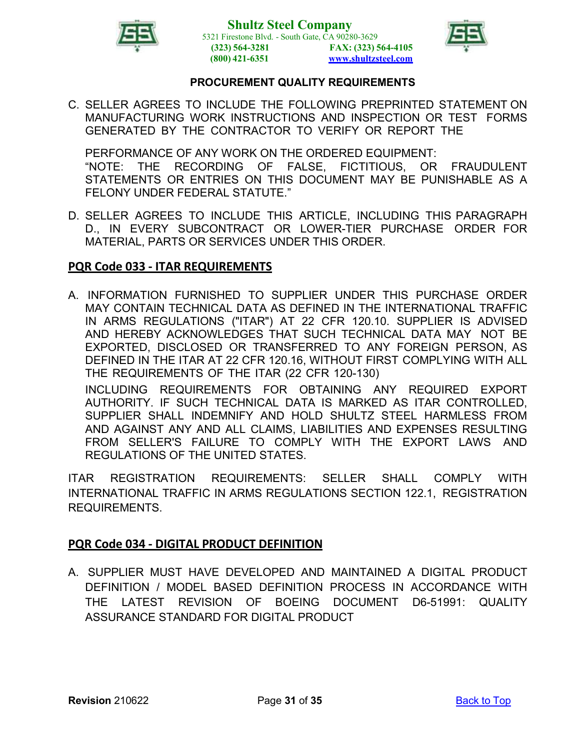**PROCUREMENT QUALITY REQUIREMENTS**

C. SELLER AGREES TO INCLUDE THE FOLLOWING PREPRINTED STATEMENT ON MANUFACTURING WORK INSTRUCTIONS AND INSPECTION OR TEST FORMS GENERATED BY THE CONTRACTOR TO VERIFY OR REPORT THE

PERFORMANCE OF ANY WORK ON THE ORDERED EQUIPMENT:
"NOTE: THE RECORDING OF FALSE, FICTITIOUS, OR FRAUDULENT STATEMENTS OR ENTRIES ON THIS DOCUMENT MAY BE PUNISHABLE AS A FELONY UNDER FEDERAL STATUTE."

D. SELLER AGREES TO INCLUDE THIS ARTICLE, INCLUDING THIS PARAGRAPH D., IN EVERY SUBCONTRACT OR LOWER-TIER PURCHASE ORDER FOR MATERIAL, PARTS OR SERVICES UNDER THIS ORDER.

## PQR Code 033 - ITAR REQUIREMENTS

A. INFORMATION FURNISHED TO SUPPLIER UNDER THIS PURCHASE ORDER MAY CONTAIN TECHNICAL DATA AS DEFINED IN THE INTERNATIONAL TRAFFIC IN ARMS REGULATIONS ("ITAR") AT 22 CFR 120.10. SUPPLIER IS ADVISED AND HEREBY ACKNOWLEDGES THAT SUCH TECHNICAL DATA MAY NOT BE EXPORTED, DISCLOSED OR TRANSFERRED TO ANY FOREIGN PERSON, AS DEFINED IN THE ITAR AT 22 CFR 120.16, WITHOUT FIRST COMPLYING WITH ALL THE REQUIREMENTS OF THE ITAR (22 CFR 120-130)

INCLUDING REQUIREMENTS FOR OBTAINING ANY REQUIRED EXPORT AUTHORITY. IF SUCH TECHNICAL DATA IS MARKED AS ITAR CONTROLLED, SUPPLIER SHALL INDEMNIFY AND HOLD SHULTZ STEEL HARMLESS FROM AND AGAINST ANY AND ALL CLAIMS, LIABILITIES AND EXPENSES RESULTING FROM SELLER'S FAILURE TO COMPLY WITH THE EXPORT LAWS AND REGULATIONS OF THE UNITED STATES.

ITAR REGISTRATION REQUIREMENTS: SELLER SHALL COMPLY WITH INTERNATIONAL TRAFFIC IN ARMS REGULATIONS SECTION 122.1, REGISTRATION REQUIREMENTS.

## PQR Code 034 - DIGITAL PRODUCT DEFINITION

A. SUPPLIER MUST HAVE DEVELOPED AND MAINTAINED A DIGITAL PRODUCT DEFINITION / MODEL BASED DEFINITION PROCESS IN ACCORDANCE WITH THE LATEST REVISION OF BOEING DOCUMENT D6-51991: QUALITY ASSURANCE STANDARD FOR DIGITAL PRODUCT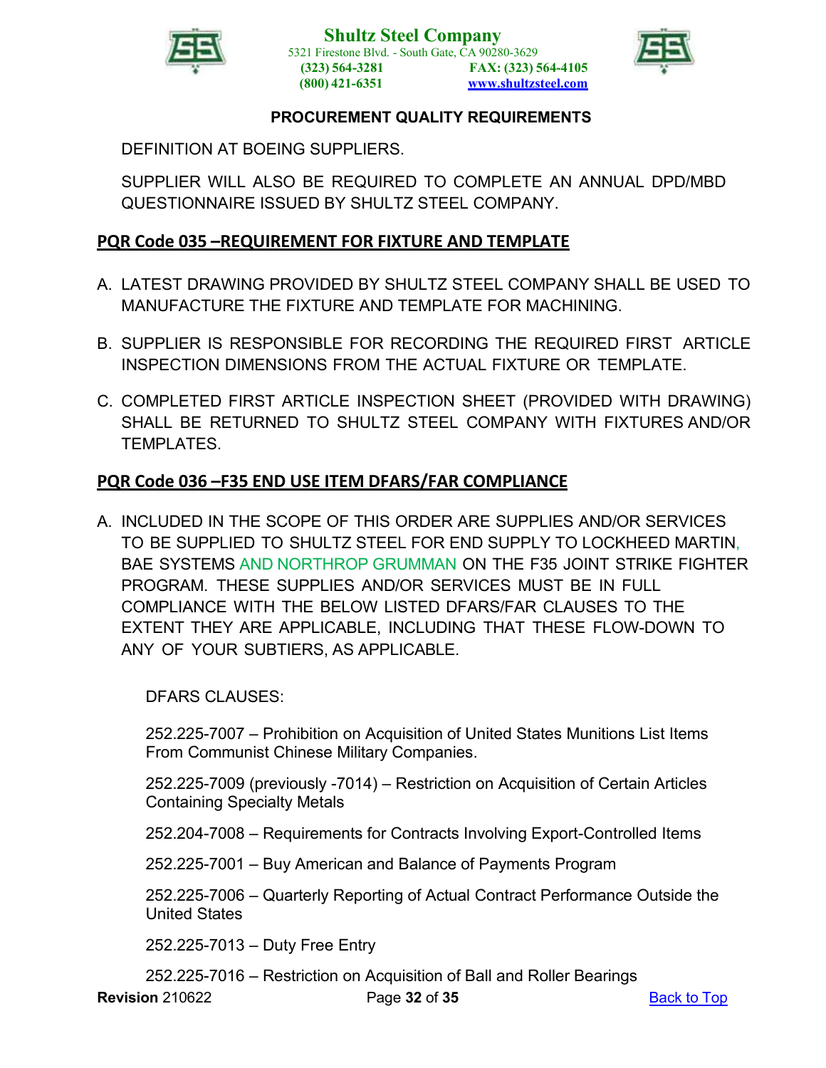DEFINITION AT BOEING SUPPLIERS.

SUPPLIER WILL ALSO BE REQUIRED TO COMPLETE AN ANNUAL DPD/MBD QUESTIONNAIRE ISSUED BY SHULTZ STEEL COMPANY.

## PQR Code 035 –REQUIREMENT FOR FIXTURE AND TEMPLATE

A. LATEST DRAWING PROVIDED BY SHULTZ STEEL COMPANY SHALL BE USED TO MANUFACTURE THE FIXTURE AND TEMPLATE FOR MACHINING.

B. SUPPLIER IS RESPONSIBLE FOR RECORDING THE REQUIRED FIRST ARTICLE INSPECTION DIMENSIONS FROM THE ACTUAL FIXTURE OR TEMPLATE.

C. COMPLETED FIRST ARTICLE INSPECTION SHEET (PROVIDED WITH DRAWING) SHALL BE RETURNED TO SHULTZ STEEL COMPANY WITH FIXTURES AND/OR TEMPLATES.

## PQR Code 036 –F35 END USE ITEM DFARS/FAR COMPLIANCE

A. INCLUDED IN THE SCOPE OF THIS ORDER ARE SUPPLIES AND/OR SERVICES TO BE SUPPLIED TO SHULTZ STEEL FOR END SUPPLY TO LOCKHEED MARTIN, BAE SYSTEMS AND NORTHROP GRUMMAN ON THE F35 JOINT STRIKE FIGHTER PROGRAM. THESE SUPPLIES AND/OR SERVICES MUST BE IN FULL COMPLIANCE WITH THE BELOW LISTED DFARS/FAR CLAUSES TO THE EXTENT THEY ARE APPLICABLE, INCLUDING THAT THESE FLOW-DOWN TO ANY OF YOUR SUBTIERS, AS APPLICABLE.

   DFARS CLAUSES:

   252.225-7007 – Prohibition on Acquisition of United States Munitions List Items From Communist Chinese Military Companies.

   252.225-7009 (previously -7014) – Restriction on Acquisition of Certain Articles Containing Specialty Metals

   252.204-7008 – Requirements for Contracts Involving Export-Controlled Items

   252.225-7001 – Buy American and Balance of Payments Program

   252.225-7006 – Quarterly Reporting of Actual Contract Performance Outside the United States

   252.225-7013 – Duty Free Entry

   252.225-7016 – Restriction on Acquisition of Ball and Roller Bearings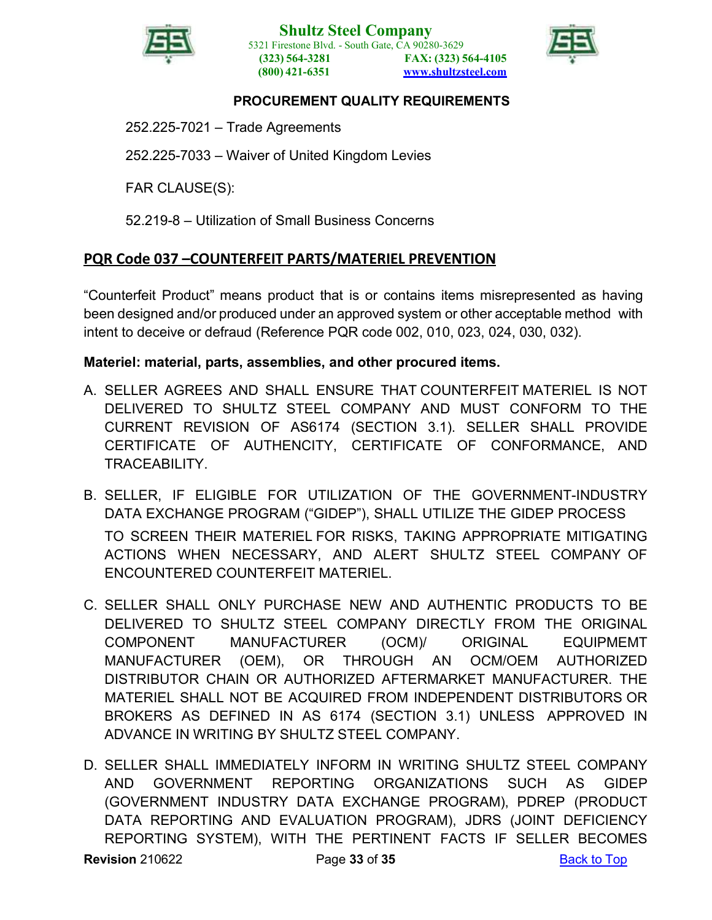252.225-7021 – Trade Agreements

252.225-7033 – Waiver of United Kingdom Levies

FAR CLAUSE(S):

52.219-8 – Utilization of Small Business Concerns

## PQR Code 037 –COUNTERFEIT PARTS/MATERIEL PREVENTION

“Counterfeit Product” means product that is or contains items misrepresented as having been designed and/or produced under an approved system or other acceptable method with intent to deceive or defraud (Reference PQR code 002, 010, 023, 024, 030, 032).

**Materiel: material, parts, assemblies, and other procured items.**

A. SELLER AGREES AND SHALL ENSURE THAT COUNTERFEIT MATERIEL IS NOT DELIVERED TO SHULTZ STEEL COMPANY AND MUST CONFORM TO THE CURRENT REVISION OF AS6174 (SECTION 3.1). SELLER SHALL PROVIDE CERTIFICATE OF AUTHENCITY, CERTIFICATE OF CONFORMANCE, AND TRACEABILITY.

B. SELLER, IF ELIGIBLE FOR UTILIZATION OF THE GOVERNMENT-INDUSTRY DATA EXCHANGE PROGRAM (“GIDEP”), SHALL UTILIZE THE GIDEP PROCESS TO SCREEN THEIR MATERIEL FOR RISKS, TAKING APPROPRIATE MITIGATING ACTIONS WHEN NECESSARY, AND ALERT SHULTZ STEEL COMPANY OF ENCOUNTERED COUNTERFEIT MATERIEL.

C. SELLER SHALL ONLY PURCHASE NEW AND AUTHENTIC PRODUCTS TO BE DELIVERED TO SHULTZ STEEL COMPANY DIRECTLY FROM THE ORIGINAL COMPONENT MANUFACTURER (OCM)/ ORIGINAL EQUIPMEMT MANUFACTURER (OEM), OR THROUGH AN OCM/OEM AUTHORIZED DISTRIBUTOR CHAIN OR AUTHORIZED AFTERMARKET MANUFACTURER. THE MATERIEL SHALL NOT BE ACQUIRED FROM INDEPENDENT DISTRIBUTORS OR BROKERS AS DEFINED IN AS 6174 (SECTION 3.1) UNLESS APPROVED IN ADVANCE IN WRITING BY SHULTZ STEEL COMPANY.

D. SELLER SHALL IMMEDIATELY INFORM IN WRITING SHULTZ STEEL COMPANY AND GOVERNMENT REPORTING ORGANIZATIONS SUCH AS GIDEP (GOVERNMENT INDUSTRY DATA EXCHANGE PROGRAM), PDREP (PRODUCT DATA REPORTING AND EVALUATION PROGRAM), JDRS (JOINT DEFICIENCY REPORTING SYSTEM), WITH THE PERTINENT FACTS IF SELLER BECOMES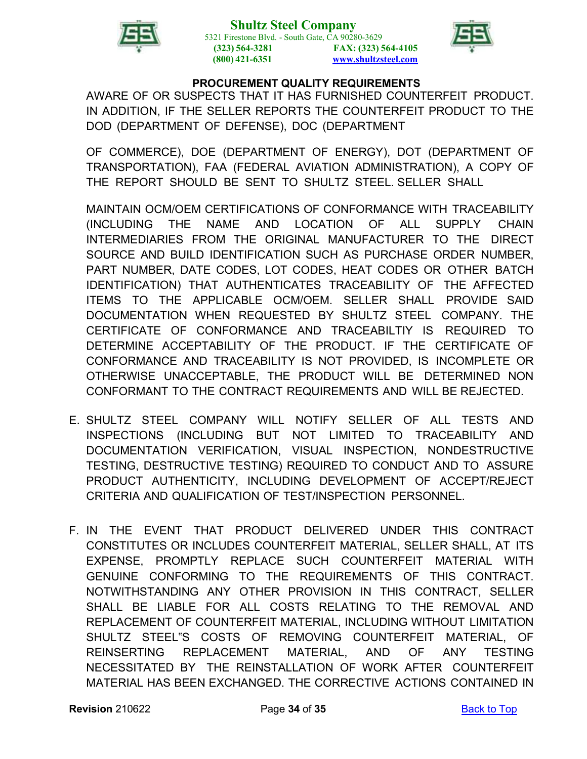AWARE OF OR SUSPECTS THAT IT HAS FURNISHED COUNTERFEIT PRODUCT. IN ADDITION, IF THE SELLER REPORTS THE COUNTERFEIT PRODUCT TO THE DOD (DEPARTMENT OF DEFENSE), DOC (DEPARTMENT

OF COMMERCE), DOE (DEPARTMENT OF ENERGY), DOT (DEPARTMENT OF TRANSPORTATION), FAA (FEDERAL AVIATION ADMINISTRATION), A COPY OF THE REPORT SHOULD BE SENT TO SHULTZ STEEL. SELLER SHALL

MAINTAIN OCM/OEM CERTIFICATIONS OF CONFORMANCE WITH TRACEABILITY (INCLUDING THE NAME AND LOCATION OF ALL SUPPLY CHAIN INTERMEDIARIES FROM THE ORIGINAL MANUFACTURER TO THE DIRECT SOURCE AND BUILD IDENTIFICATION SUCH AS PURCHASE ORDER NUMBER, PART NUMBER, DATE CODES, LOT CODES, HEAT CODES OR OTHER BATCH IDENTIFICATION) THAT AUTHENTICATES TRACEABILITY OF THE AFFECTED ITEMS TO THE APPLICABLE OCM/OEM. SELLER SHALL PROVIDE SAID DOCUMENTATION WHEN REQUESTED BY SHULTZ STEEL COMPANY. THE CERTIFICATE OF CONFORMANCE AND TRACEABILTIY IS REQUIRED TO DETERMINE ACCEPTABILITY OF THE PRODUCT. IF THE CERTIFICATE OF CONFORMANCE AND TRACEABILITY IS NOT PROVIDED, IS INCOMPLETE OR OTHERWISE UNACCEPTABLE, THE PRODUCT WILL BE DETERMINED NON CONFORMANT TO THE CONTRACT REQUIREMENTS AND WILL BE REJECTED.

E. SHULTZ STEEL COMPANY WILL NOTIFY SELLER OF ALL TESTS AND INSPECTIONS (INCLUDING BUT NOT LIMITED TO TRACEABILITY AND DOCUMENTATION VERIFICATION, VISUAL INSPECTION, NONDESTRUCTIVE TESTING, DESTRUCTIVE TESTING) REQUIRED TO CONDUCT AND TO ASSURE PRODUCT AUTHENTICITY, INCLUDING DEVELOPMENT OF ACCEPT/REJECT CRITERIA AND QUALIFICATION OF TEST/INSPECTION PERSONNEL.

F. IN THE EVENT THAT PRODUCT DELIVERED UNDER THIS CONTRACT CONSTITUTES OR INCLUDES COUNTERFEIT MATERIAL, SELLER SHALL, AT ITS EXPENSE, PROMPTLY REPLACE SUCH COUNTERFEIT MATERIAL WITH GENUINE CONFORMING TO THE REQUIREMENTS OF THIS CONTRACT. NOTWITHSTANDING ANY OTHER PROVISION IN THIS CONTRACT, SELLER SHALL BE LIABLE FOR ALL COSTS RELATING TO THE REMOVAL AND REPLACEMENT OF COUNTERFEIT MATERIAL, INCLUDING WITHOUT LIMITATION SHULTZ STEEL"S COSTS OF REMOVING COUNTERFEIT MATERIAL, OF REINSERTING REPLACEMENT MATERIAL, AND OF ANY TESTING NECESSITATED BY THE REINSTALLATION OF WORK AFTER COUNTERFEIT MATERIAL HAS BEEN EXCHANGED. THE CORRECTIVE ACTIONS CONTAINED IN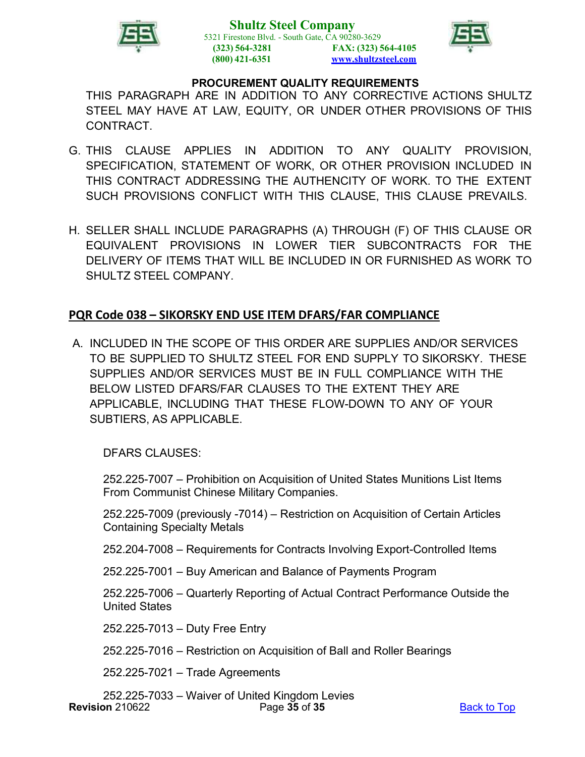THIS PARAGRAPH ARE IN ADDITION TO ANY CORRECTIVE ACTIONS SHULTZ STEEL MAY HAVE AT LAW, EQUITY, OR UNDER OTHER PROVISIONS OF THIS CONTRACT.

G. THIS CLAUSE APPLIES IN ADDITION TO ANY QUALITY PROVISION, SPECIFICATION, STATEMENT OF WORK, OR OTHER PROVISION INCLUDED IN THIS CONTRACT ADDRESSING THE AUTHENCITY OF WORK. TO THE EXTENT SUCH PROVISIONS CONFLICT WITH THIS CLAUSE, THIS CLAUSE PREVAILS.

H. SELLER SHALL INCLUDE PARAGRAPHS (A) THROUGH (F) OF THIS CLAUSE OR EQUIVALENT PROVISIONS IN LOWER TIER SUBCONTRACTS FOR THE DELIVERY OF ITEMS THAT WILL BE INCLUDED IN OR FURNISHED AS WORK TO SHULTZ STEEL COMPANY.

## PQR Code 038 – SIKORSKY END USE ITEM DFARS/FAR COMPLIANCE

A. INCLUDED IN THE SCOPE OF THIS ORDER ARE SUPPLIES AND/OR SERVICES TO BE SUPPLIED TO SHULTZ STEEL FOR END SUPPLY TO SIKORSKY. THESE SUPPLIES AND/OR SERVICES MUST BE IN FULL COMPLIANCE WITH THE BELOW LISTED DFARS/FAR CLAUSES TO THE EXTENT THEY ARE APPLICABLE, INCLUDING THAT THESE FLOW-DOWN TO ANY OF YOUR SUBTIERS, AS APPLICABLE.

DFARS CLAUSES:

252.225-7007 – Prohibition on Acquisition of United States Munitions List Items From Communist Chinese Military Companies.

252.225-7009 (previously -7014) – Restriction on Acquisition of Certain Articles Containing Specialty Metals

252.204-7008 – Requirements for Contracts Involving Export-Controlled Items

252.225-7001 – Buy American and Balance of Payments Program

252.225-7006 – Quarterly Reporting of Actual Contract Performance Outside the United States

252.225-7013 – Duty Free Entry

252.225-7016 – Restriction on Acquisition of Ball and Roller Bearings

252.225-7021 – Trade Agreements

252.225-7033 – Waiver of United Kingdom Levies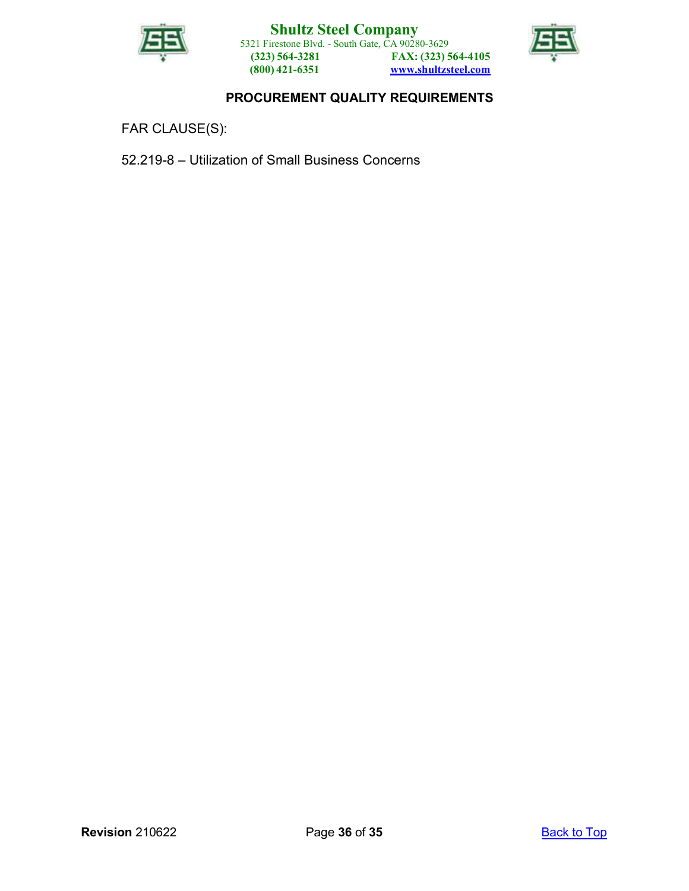FAR CLAUSE(S):

52.219-8 – Utilization of Small Business Concerns